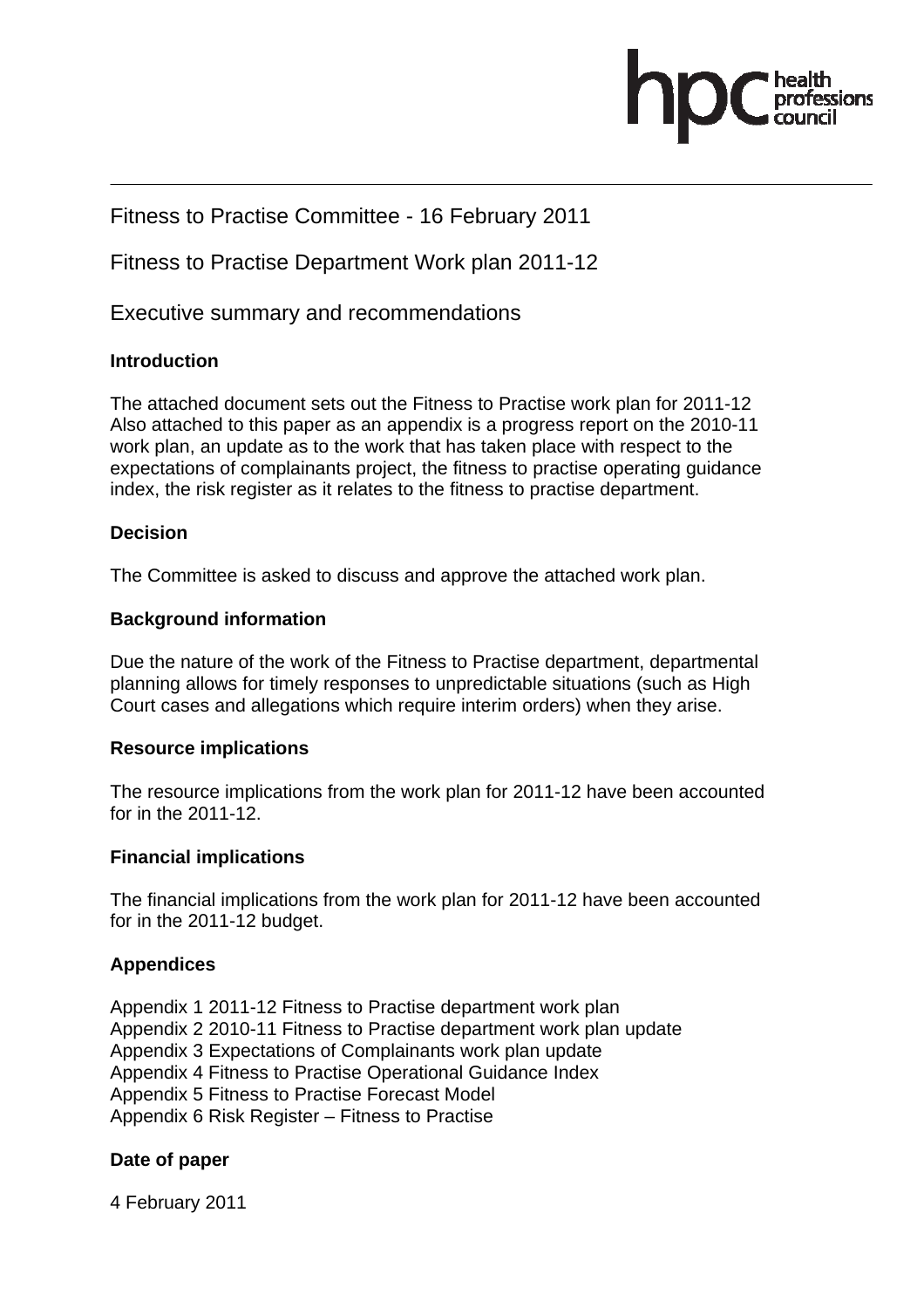Fitness to Practise Committee - 16 February 2011

Fitness to Practise Department Work plan 2011-12

Executive summary and recommendations

**Introduction**

The attached document sets out the Fitness to Practise work plan for 2011-12 Also attached to this paper as an appendix is a progress report on the 2010-11 work plan, an update as to the work that has taken place with respect to the expectations of complainants project, the fitness to practise operating guidance index, the risk register as it relates to the fitness to practise department.

**Decision**

The Committee is asked to discuss and approve the attached work plan.

**Background information**

Due the nature of the work of the Fitness to Practise department, departmental planning allows for timely responses to unpredictable situations (such as High Court cases and allegations which require interim orders) when they arise.

**Resource implications**

The resource implications from the work plan for 2011-12 have been accounted for in the 2011-12.

**Financial implications**

The financial implications from the work plan for 2011-12 have been accounted for in the 2011-12 budget.

**Appendices**

Appendix 1 2011-12 Fitness to Practise department work plan
Appendix 2 2010-11 Fitness to Practise department work plan update
Appendix 3 Expectations of Complainants work plan update
Appendix 4 Fitness to Practise Operational Guidance Index
Appendix 5 Fitness to Practise Forecast Model
Appendix 6 Risk Register – Fitness to Practise

**Date of paper**

4 February 2011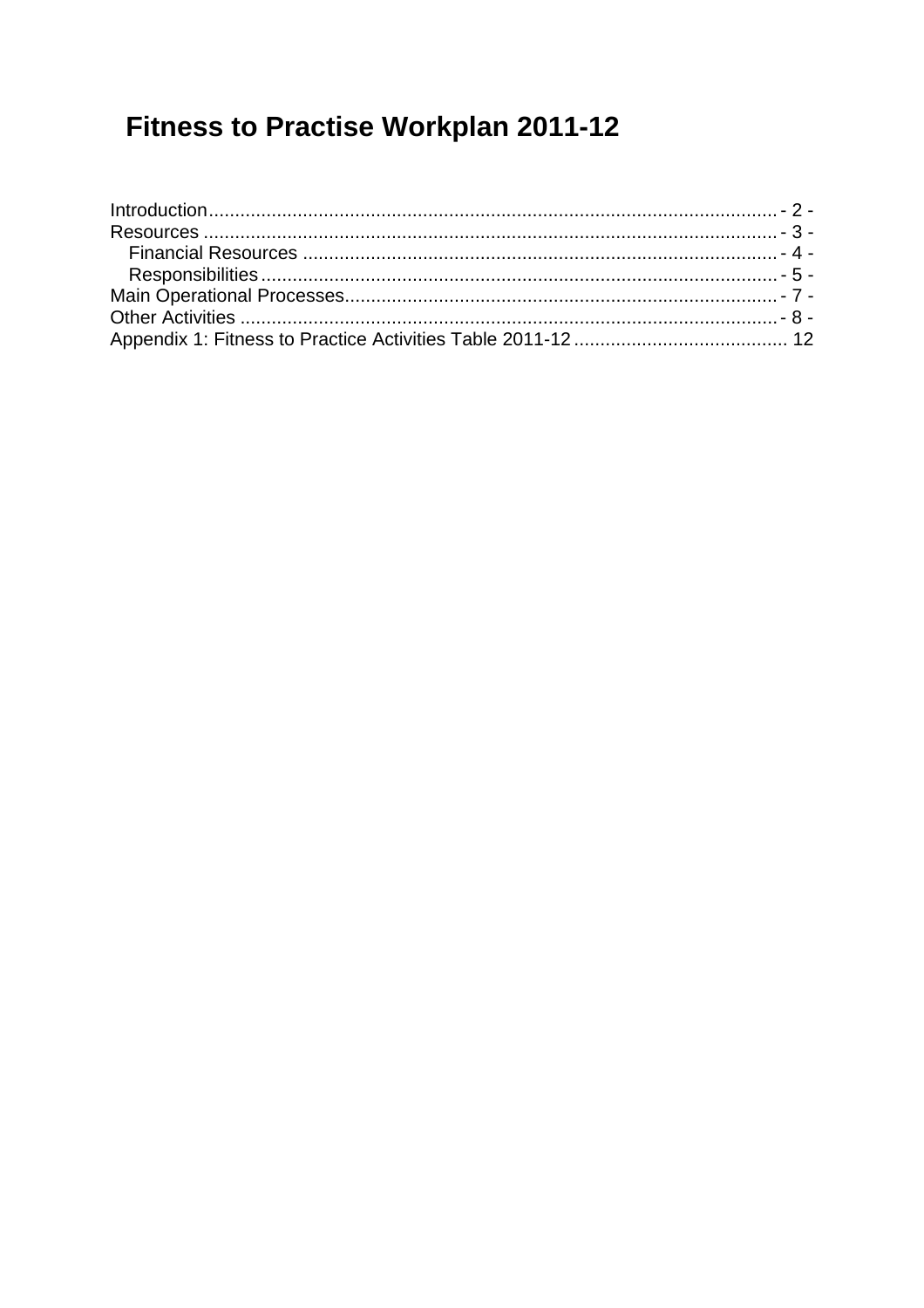# Fitness to Practise Workplan 2011-12

Introduction ............................................................................................................ - 2 -
Resources ............................................................................................................. - 3 -
  Financial Resources ........................................................................................... - 4 -
  Responsibilities .................................................................................................. - 5 -
Main Operational Processes................................................................................... - 7 -
Other Activities ...................................................................................................... - 8 -
Appendix 1: Fitness to Practice Activities Table 2011-12 ......................................... 12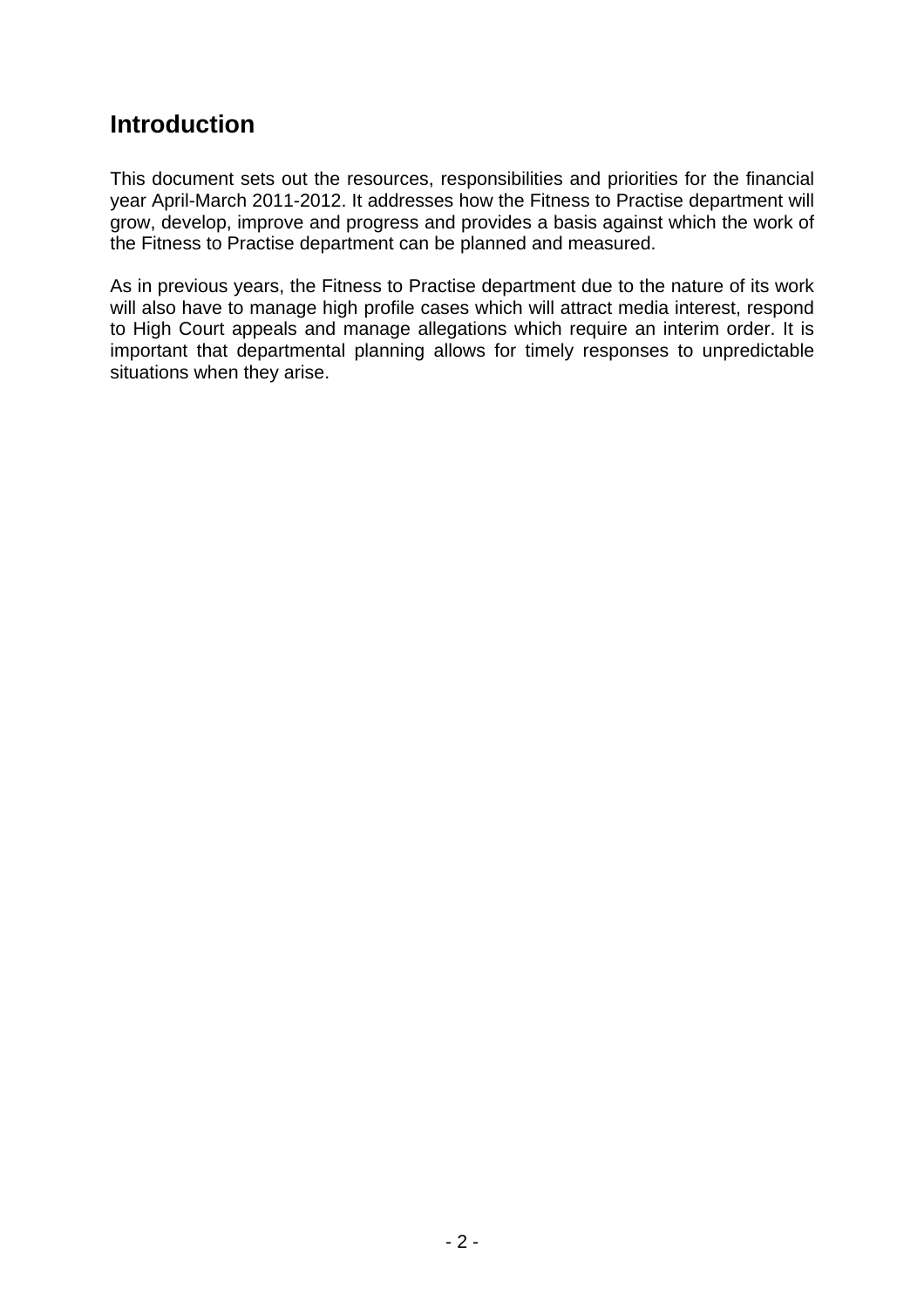## Introduction

This document sets out the resources, responsibilities and priorities for the financial year April-March 2011-2012. It addresses how the Fitness to Practise department will grow, develop, improve and progress and provides a basis against which the work of the Fitness to Practise department can be planned and measured.

As in previous years, the Fitness to Practise department due to the nature of its work will also have to manage high profile cases which will attract media interest, respond to High Court appeals and manage allegations which require an interim order. It is important that departmental planning allows for timely responses to unpredictable situations when they arise.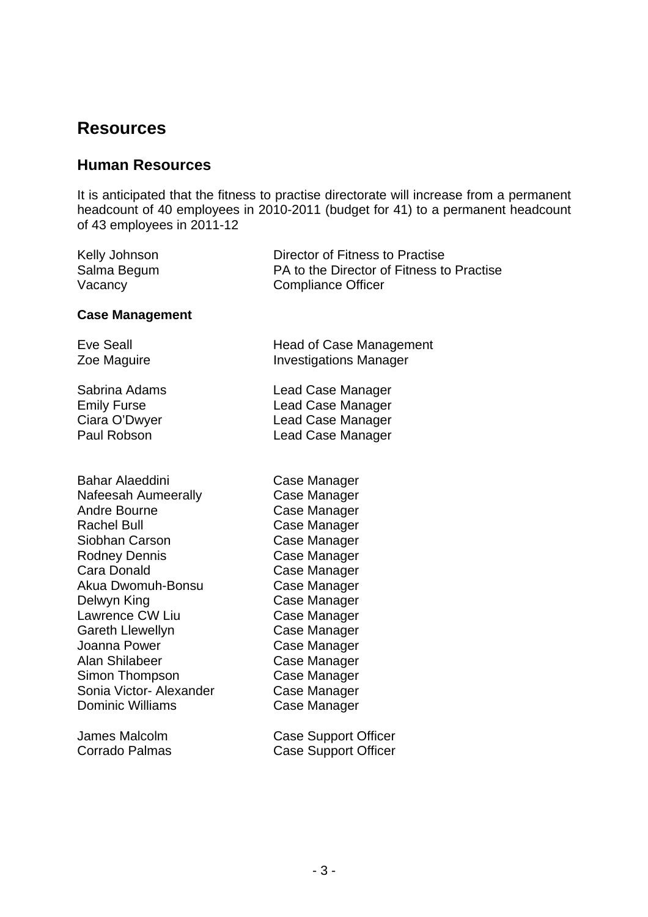# Resources

## Human Resources

It is anticipated that the fitness to practise directorate will increase from a permanent headcount of 40 employees in 2010-2011 (budget for 41) to a permanent headcount of 43 employees in 2011-12

| | |
|---|---|
| Kelly Johnson | Director of Fitness to Practise |
| Salma Begum | PA to the Director of Fitness to Practise |
| Vacancy | Compliance Officer |

**Case Management**

| | |
|---|---|
| Eve Seall | Head of Case Management |
| Zoe Maguire | Investigations Manager |
| | |
| Sabrina Adams | Lead Case Manager |
| Emily Furse | Lead Case Manager |
| Ciara O'Dwyer | Lead Case Manager |
| Paul Robson | Lead Case Manager |
| | |
| Bahar Alaeddini | Case Manager |
| Nafeesah Aumeerally | Case Manager |
| Andre Bourne | Case Manager |
| Rachel Bull | Case Manager |
| Siobhan Carson | Case Manager |
| Rodney Dennis | Case Manager |
| Cara Donald | Case Manager |
| Akua Dwomuh-Bonsu | Case Manager |
| Delwyn King | Case Manager |
| Lawrence CW Liu | Case Manager |
| Gareth Llewellyn | Case Manager |
| Joanna Power | Case Manager |
| Alan Shilabeer | Case Manager |
| Simon Thompson | Case Manager |
| Sonia Victor- Alexander | Case Manager |
| Dominic Williams | Case Manager |
| | |
| James Malcolm | Case Support Officer |
| Corrado Palmas | Case Support Officer |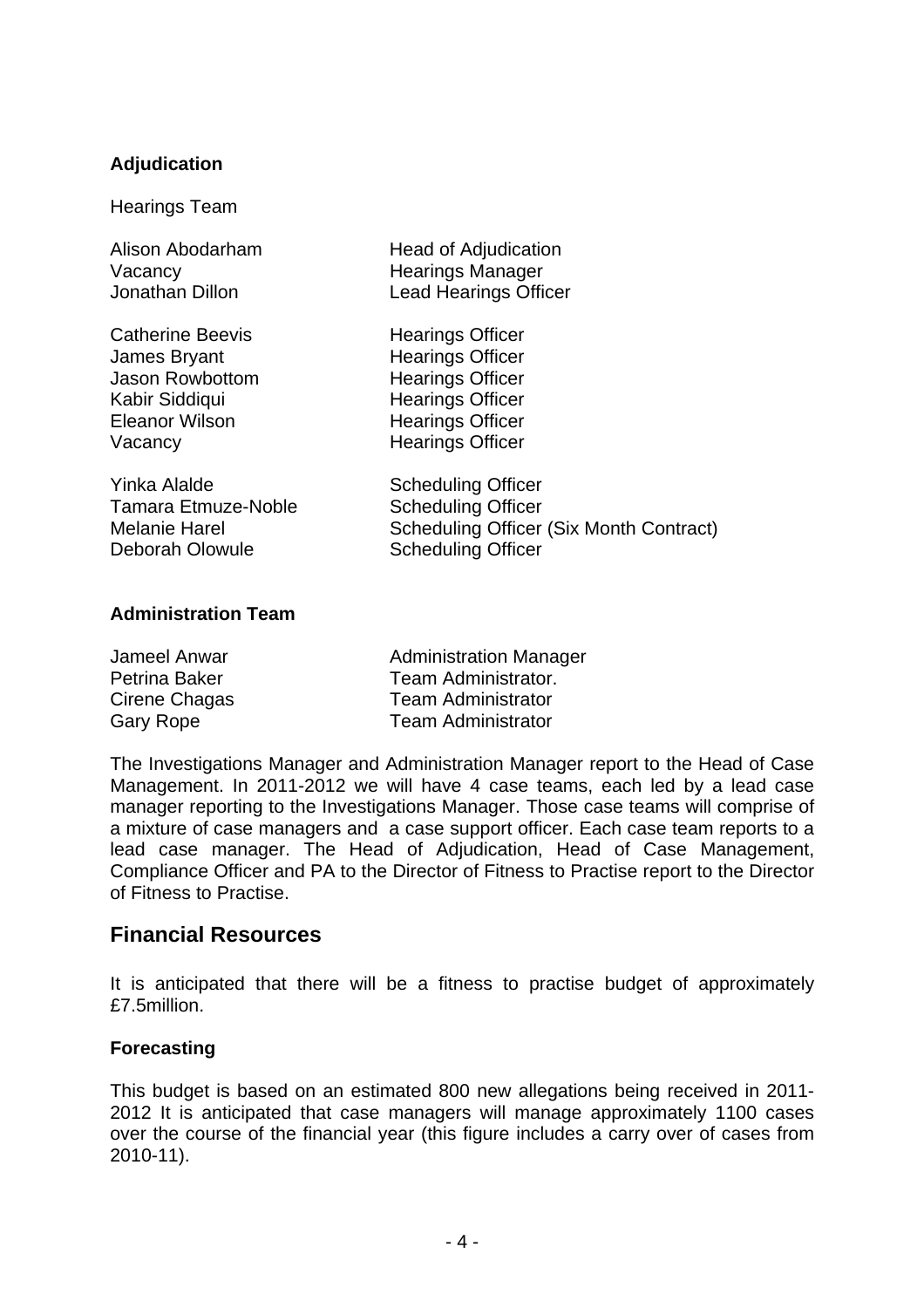**Adjudication**

Hearings Team

| | |
|---|---|
| Alison Abodarham | Head of Adjudication |
| Vacancy | Hearings Manager |
| Jonathan Dillon | Lead Hearings Officer |
| Catherine Beevis | Hearings Officer |
| James Bryant | Hearings Officer |
| Jason Rowbottom | Hearings Officer |
| Kabir Siddiqui | Hearings Officer |
| Eleanor Wilson | Hearings Officer |
| Vacancy | Hearings Officer |
| Yinka Alalde | Scheduling Officer |
| Tamara Etmuze-Noble | Scheduling Officer |
| Melanie Harel | Scheduling Officer (Six Month Contract) |
| Deborah Olowule | Scheduling Officer |

**Administration Team**

| | |
|---|---|
| Jameel Anwar | Administration Manager |
| Petrina Baker | Team Administrator. |
| Cirene Chagas | Team Administrator |
| Gary Rope | Team Administrator |

The Investigations Manager and Administration Manager report to the Head of Case Management. In 2011-2012 we will have 4 case teams, each led by a lead case manager reporting to the Investigations Manager. Those case teams will comprise of a mixture of case managers and a case support officer. Each case team reports to a lead case manager. The Head of Adjudication, Head of Case Management, Compliance Officer and PA to the Director of Fitness to Practise report to the Director of Fitness to Practise.

## Financial Resources

It is anticipated that there will be a fitness to practise budget of approximately £7.5million.

**Forecasting**

This budget is based on an estimated 800 new allegations being received in 2011-2012 It is anticipated that case managers will manage approximately 1100 cases over the course of the financial year (this figure includes a carry over of cases from 2010-11).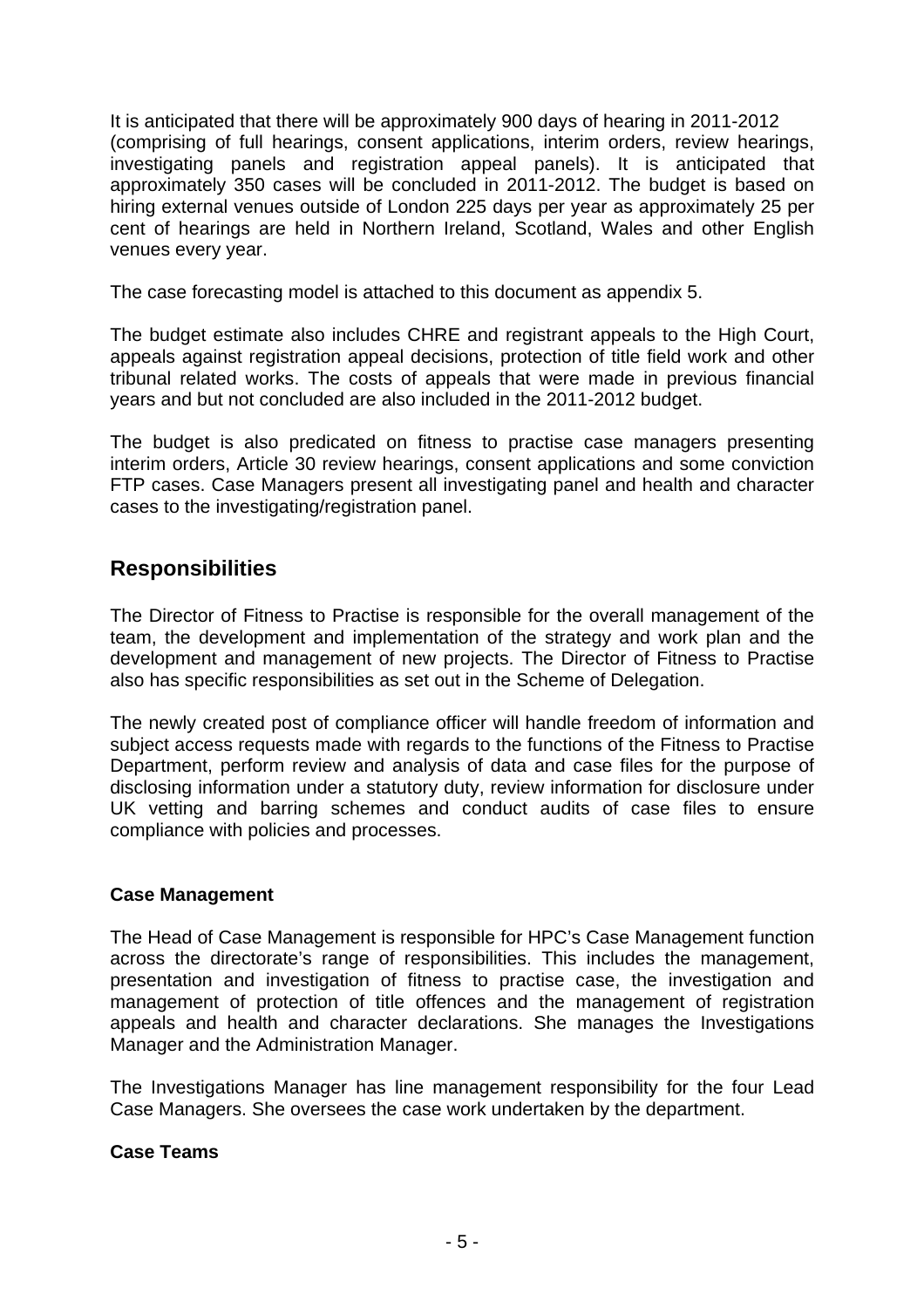It is anticipated that there will be approximately 900 days of hearing in 2011-2012 (comprising of full hearings, consent applications, interim orders, review hearings, investigating panels and registration appeal panels). It is anticipated that approximately 350 cases will be concluded in 2011-2012. The budget is based on hiring external venues outside of London 225 days per year as approximately 25 per cent of hearings are held in Northern Ireland, Scotland, Wales and other English venues every year.

The case forecasting model is attached to this document as appendix 5.

The budget estimate also includes CHRE and registrant appeals to the High Court, appeals against registration appeal decisions, protection of title field work and other tribunal related works. The costs of appeals that were made in previous financial years and but not concluded are also included in the 2011-2012 budget.

The budget is also predicated on fitness to practise case managers presenting interim orders, Article 30 review hearings, consent applications and some conviction FTP cases. Case Managers present all investigating panel and health and character cases to the investigating/registration panel.

## Responsibilities

The Director of Fitness to Practise is responsible for the overall management of the team, the development and implementation of the strategy and work plan and the development and management of new projects. The Director of Fitness to Practise also has specific responsibilities as set out in the Scheme of Delegation.

The newly created post of compliance officer will handle freedom of information and subject access requests made with regards to the functions of the Fitness to Practise Department, perform review and analysis of data and case files for the purpose of disclosing information under a statutory duty, review information for disclosure under UK vetting and barring schemes and conduct audits of case files to ensure compliance with policies and processes.

**Case Management**

The Head of Case Management is responsible for HPC's Case Management function across the directorate's range of responsibilities. This includes the management, presentation and investigation of fitness to practise case, the investigation and management of protection of title offences and the management of registration appeals and health and character declarations. She manages the Investigations Manager and the Administration Manager.

The Investigations Manager has line management responsibility for the four Lead Case Managers. She oversees the case work undertaken by the department.

**Case Teams**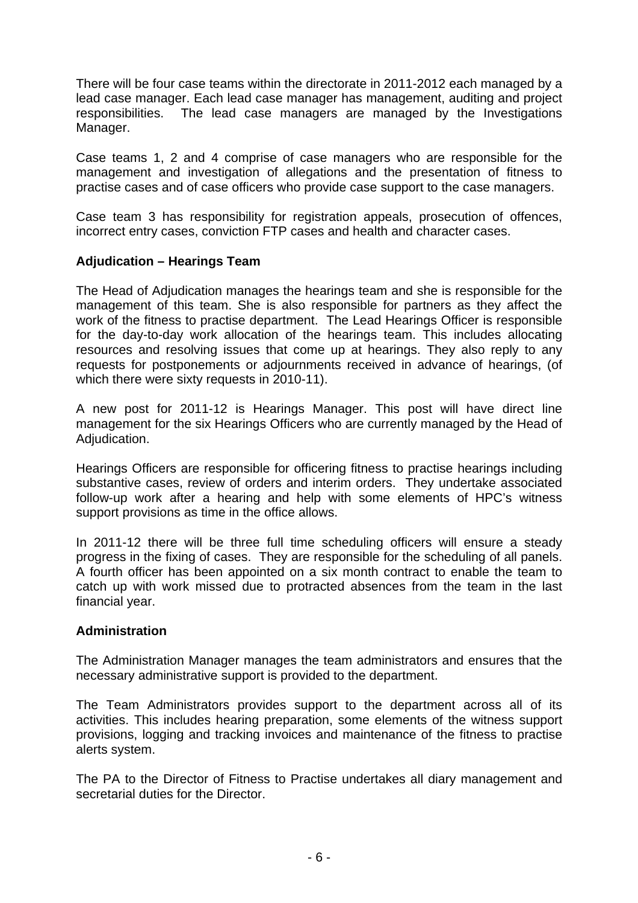There will be four case teams within the directorate in 2011-2012 each managed by a lead case manager. Each lead case manager has management, auditing and project responsibilities. The lead case managers are managed by the Investigations Manager.

Case teams 1, 2 and 4 comprise of case managers who are responsible for the management and investigation of allegations and the presentation of fitness to practise cases and of case officers who provide case support to the case managers.

Case team 3 has responsibility for registration appeals, prosecution of offences, incorrect entry cases, conviction FTP cases and health and character cases.

**Adjudication – Hearings Team**

The Head of Adjudication manages the hearings team and she is responsible for the management of this team. She is also responsible for partners as they affect the work of the fitness to practise department. The Lead Hearings Officer is responsible for the day-to-day work allocation of the hearings team. This includes allocating resources and resolving issues that come up at hearings. They also reply to any requests for postponements or adjournments received in advance of hearings, (of which there were sixty requests in 2010-11).

A new post for 2011-12 is Hearings Manager. This post will have direct line management for the six Hearings Officers who are currently managed by the Head of Adjudication.

Hearings Officers are responsible for officering fitness to practise hearings including substantive cases, review of orders and interim orders. They undertake associated follow-up work after a hearing and help with some elements of HPC's witness support provisions as time in the office allows.

In 2011-12 there will be three full time scheduling officers will ensure a steady progress in the fixing of cases. They are responsible for the scheduling of all panels. A fourth officer has been appointed on a six month contract to enable the team to catch up with work missed due to protracted absences from the team in the last financial year.

**Administration**

The Administration Manager manages the team administrators and ensures that the necessary administrative support is provided to the department.

The Team Administrators provides support to the department across all of its activities. This includes hearing preparation, some elements of the witness support provisions, logging and tracking invoices and maintenance of the fitness to practise alerts system.

The PA to the Director of Fitness to Practise undertakes all diary management and secretarial duties for the Director.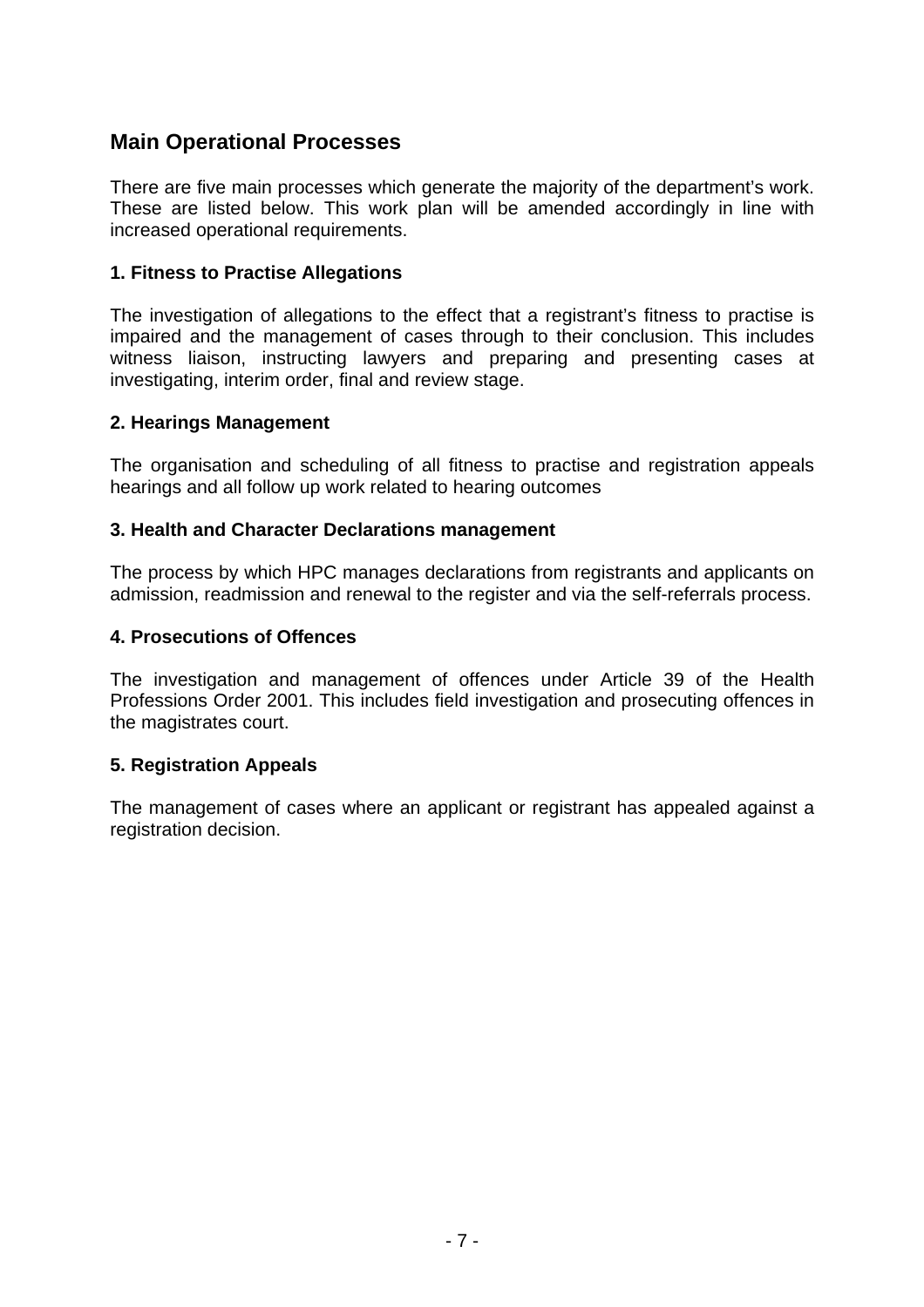## Main Operational Processes

There are five main processes which generate the majority of the department's work. These are listed below. This work plan will be amended accordingly in line with increased operational requirements.

### 1. Fitness to Practise Allegations

The investigation of allegations to the effect that a registrant's fitness to practise is impaired and the management of cases through to their conclusion. This includes witness liaison, instructing lawyers and preparing and presenting cases at investigating, interim order, final and review stage.

### 2. Hearings Management

The organisation and scheduling of all fitness to practise and registration appeals hearings and all follow up work related to hearing outcomes

### 3. Health and Character Declarations management

The process by which HPC manages declarations from registrants and applicants on admission, readmission and renewal to the register and via the self-referrals process.

### 4. Prosecutions of Offences

The investigation and management of offences under Article 39 of the Health Professions Order 2001. This includes field investigation and prosecuting offences in the magistrates court.

### 5. Registration Appeals

The management of cases where an applicant or registrant has appealed against a registration decision.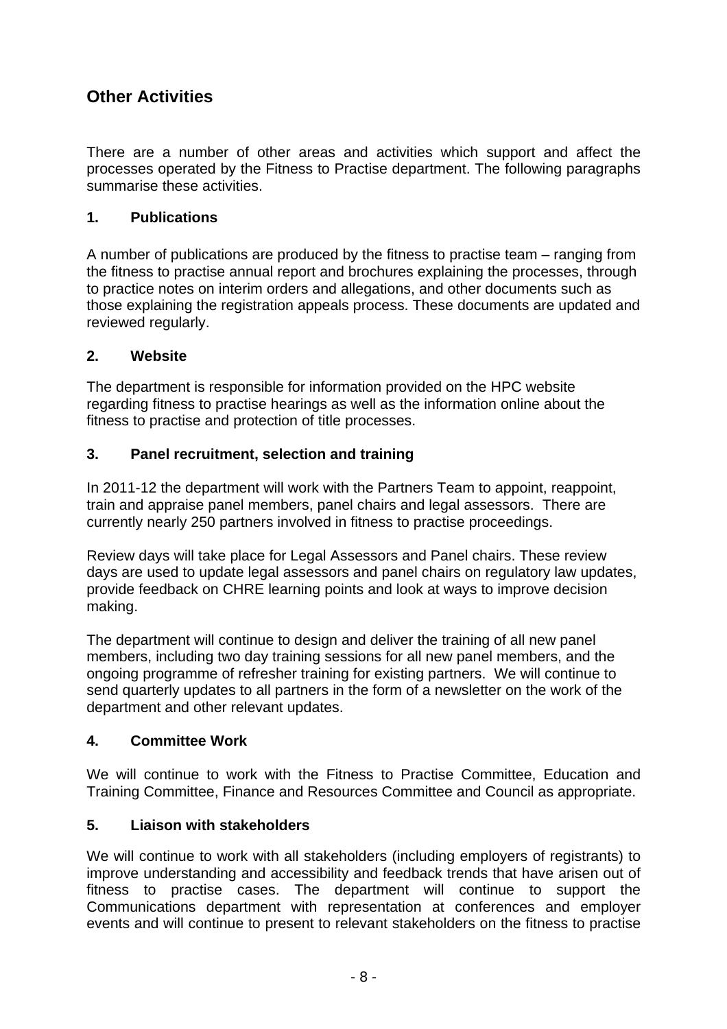## Other Activities

There are a number of other areas and activities which support and affect the processes operated by the Fitness to Practise department. The following paragraphs summarise these activities.

### 1. Publications

A number of publications are produced by the fitness to practise team – ranging from the fitness to practise annual report and brochures explaining the processes, through to practice notes on interim orders and allegations, and other documents such as those explaining the registration appeals process. These documents are updated and reviewed regularly.

### 2. Website

The department is responsible for information provided on the HPC website regarding fitness to practise hearings as well as the information online about the fitness to practise and protection of title processes.

### 3. Panel recruitment, selection and training

In 2011-12 the department will work with the Partners Team to appoint, reappoint, train and appraise panel members, panel chairs and legal assessors. There are currently nearly 250 partners involved in fitness to practise proceedings.

Review days will take place for Legal Assessors and Panel chairs. These review days are used to update legal assessors and panel chairs on regulatory law updates, provide feedback on CHRE learning points and look at ways to improve decision making.

The department will continue to design and deliver the training of all new panel members, including two day training sessions for all new panel members, and the ongoing programme of refresher training for existing partners. We will continue to send quarterly updates to all partners in the form of a newsletter on the work of the department and other relevant updates.

### 4. Committee Work

We will continue to work with the Fitness to Practise Committee, Education and Training Committee, Finance and Resources Committee and Council as appropriate.

### 5. Liaison with stakeholders

We will continue to work with all stakeholders (including employers of registrants) to improve understanding and accessibility and feedback trends that have arisen out of fitness to practise cases. The department will continue to support the Communications department with representation at conferences and employer events and will continue to present to relevant stakeholders on the fitness to practise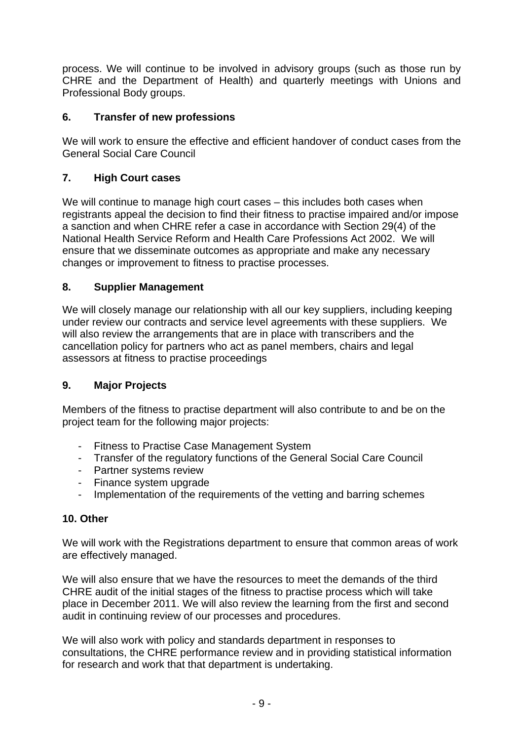process. We will continue to be involved in advisory groups (such as those run by CHRE and the Department of Health) and quarterly meetings with Unions and Professional Body groups.

## 6. Transfer of new professions

We will work to ensure the effective and efficient handover of conduct cases from the General Social Care Council

## 7. High Court cases

We will continue to manage high court cases – this includes both cases when registrants appeal the decision to find their fitness to practise impaired and/or impose a sanction and when CHRE refer a case in accordance with Section 29(4) of the National Health Service Reform and Health Care Professions Act 2002. We will ensure that we disseminate outcomes as appropriate and make any necessary changes or improvement to fitness to practise processes.

## 8. Supplier Management

We will closely manage our relationship with all our key suppliers, including keeping under review our contracts and service level agreements with these suppliers. We will also review the arrangements that are in place with transcribers and the cancellation policy for partners who act as panel members, chairs and legal assessors at fitness to practise proceedings

## 9. Major Projects

Members of the fitness to practise department will also contribute to and be on the project team for the following major projects:

- Fitness to Practise Case Management System
- Transfer of the regulatory functions of the General Social Care Council
- Partner systems review
- Finance system upgrade
- Implementation of the requirements of the vetting and barring schemes

## 10. Other

We will work with the Registrations department to ensure that common areas of work are effectively managed.

We will also ensure that we have the resources to meet the demands of the third CHRE audit of the initial stages of the fitness to practise process which will take place in December 2011. We will also review the learning from the first and second audit in continuing review of our processes and procedures.

We will also work with policy and standards department in responses to consultations, the CHRE performance review and in providing statistical information for research and work that that department is undertaking.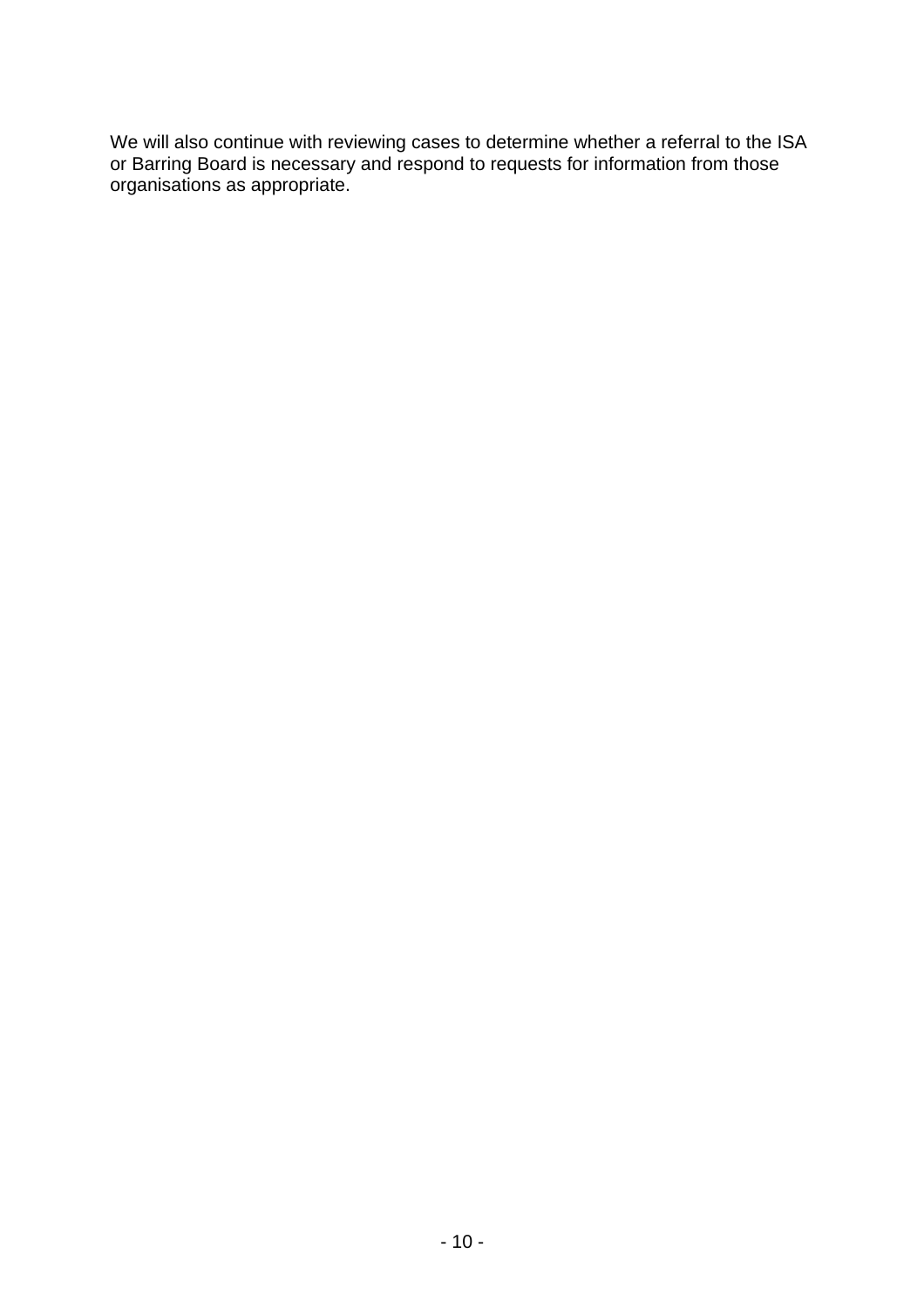We will also continue with reviewing cases to determine whether a referral to the ISA or Barring Board is necessary and respond to requests for information from those organisations as appropriate.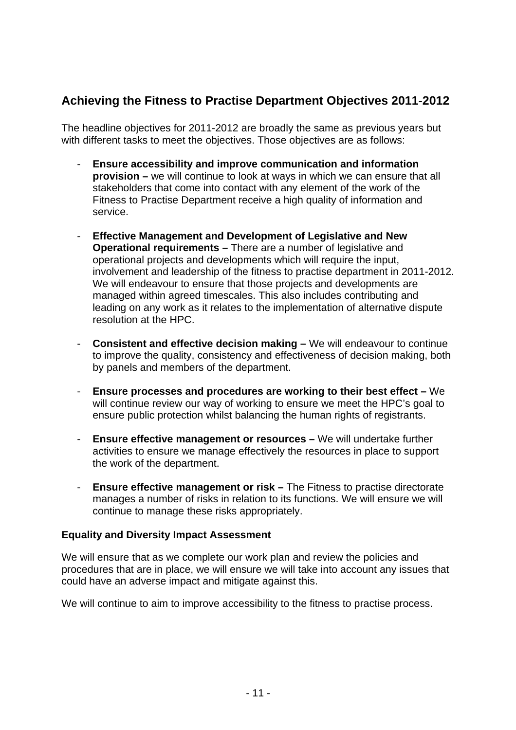## Achieving the Fitness to Practise Department Objectives 2011-2012

The headline objectives for 2011-2012 are broadly the same as previous years but with different tasks to meet the objectives. Those objectives are as follows:

- **Ensure accessibility and improve communication and information provision –** we will continue to look at ways in which we can ensure that all stakeholders that come into contact with any element of the work of the Fitness to Practise Department receive a high quality of information and service.

- **Effective Management and Development of Legislative and New Operational requirements –** There are a number of legislative and operational projects and developments which will require the input, involvement and leadership of the fitness to practise department in 2011-2012. We will endeavour to ensure that those projects and developments are managed within agreed timescales. This also includes contributing and leading on any work as it relates to the implementation of alternative dispute resolution at the HPC.

- **Consistent and effective decision making –** We will endeavour to continue to improve the quality, consistency and effectiveness of decision making, both by panels and members of the department.

- **Ensure processes and procedures are working to their best effect –** We will continue review our way of working to ensure we meet the HPC's goal to ensure public protection whilst balancing the human rights of registrants.

- **Ensure effective management or resources –** We will undertake further activities to ensure we manage effectively the resources in place to support the work of the department.

- **Ensure effective management or risk –** The Fitness to practise directorate manages a number of risks in relation to its functions. We will ensure we will continue to manage these risks appropriately.

### Equality and Diversity Impact Assessment

We will ensure that as we complete our work plan and review the policies and procedures that are in place, we will ensure we will take into account any issues that could have an adverse impact and mitigate against this.

We will continue to aim to improve accessibility to the fitness to practise process.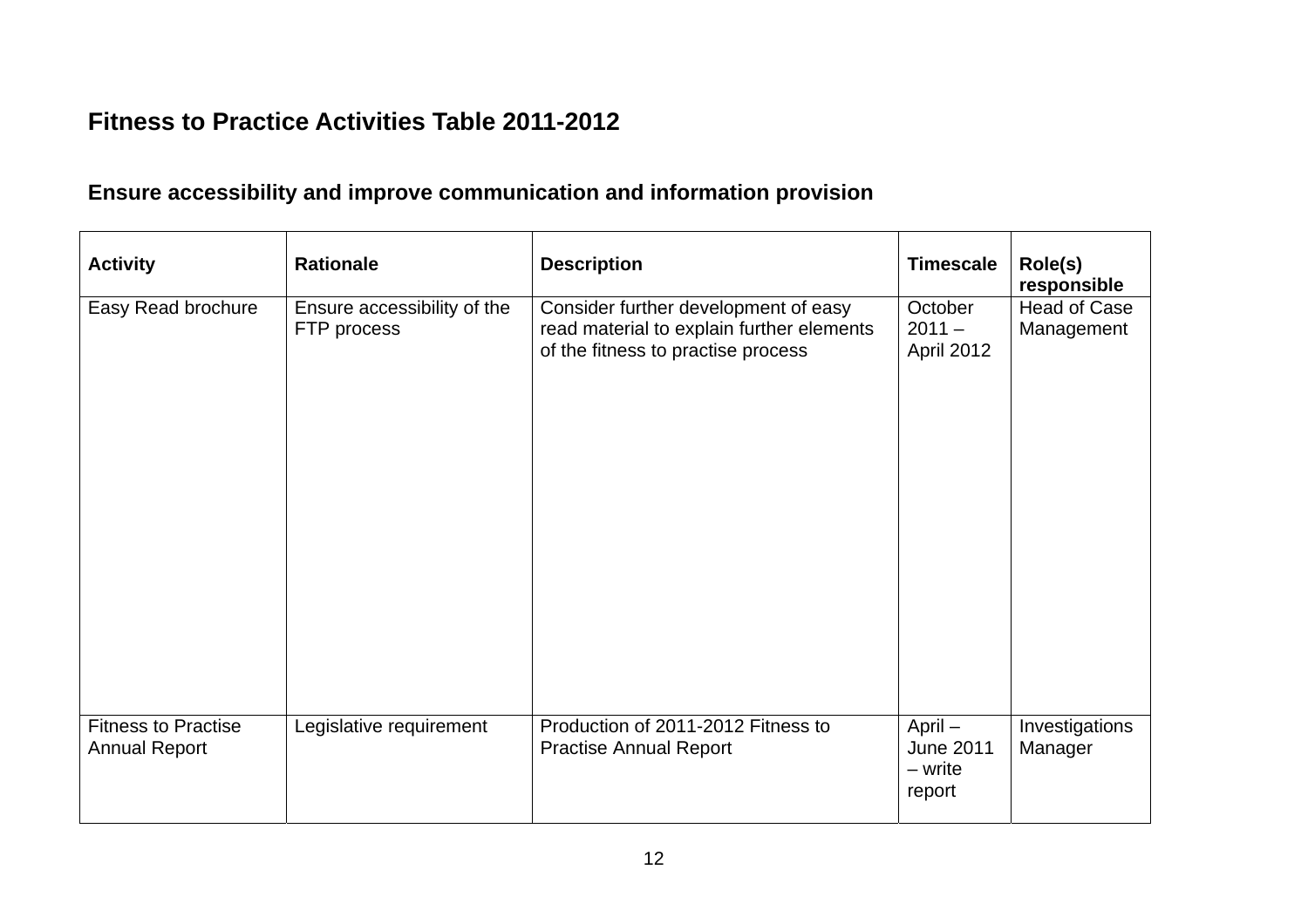## Fitness to Practice Activities Table 2011-2012

### Ensure accessibility and improve communication and information provision

| Activity | Rationale | Description | Timescale | Role(s) responsible |
|---|---|---|---|---|
| Easy Read brochure | Ensure accessibility of the FTP process | Consider further development of easy read material to explain further elements of the fitness to practise process | October 2011 – April 2012 | Head of Case Management |
| Fitness to Practise Annual Report | Legislative requirement | Production of 2011-2012 Fitness to Practise Annual Report | April – June 2011 – write report | Investigations Manager |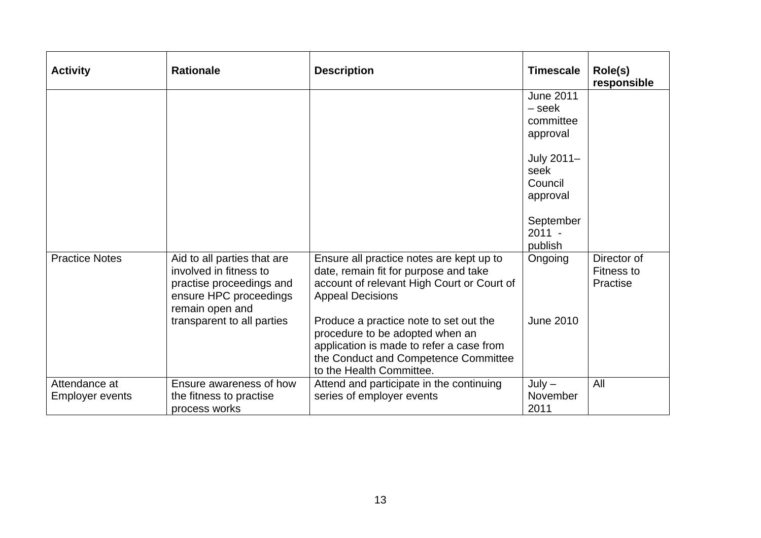| Activity | Rationale | Description | Timescale | Role(s) responsible |
|---|---|---|---|---|
| | | | June 2011 – seek committee approval<br><br>July 2011– seek Council approval<br><br>September 2011 - publish | |
| Practice Notes | Aid to all parties that are involved in fitness to practise proceedings and ensure HPC proceedings remain open and transparent to all parties | Ensure all practice notes are kept up to date, remain fit for purpose and take account of relevant High Court or Court of Appeal Decisions<br><br>Produce a practice note to set out the procedure to be adopted when an application is made to refer a case from the Conduct and Competence Committee to the Health Committee. | Ongoing<br><br>June 2010 | Director of Fitness to Practise |
| Attendance at Employer events | Ensure awareness of how the fitness to practise process works | Attend and participate in the continuing series of employer events | July – November 2011 | All |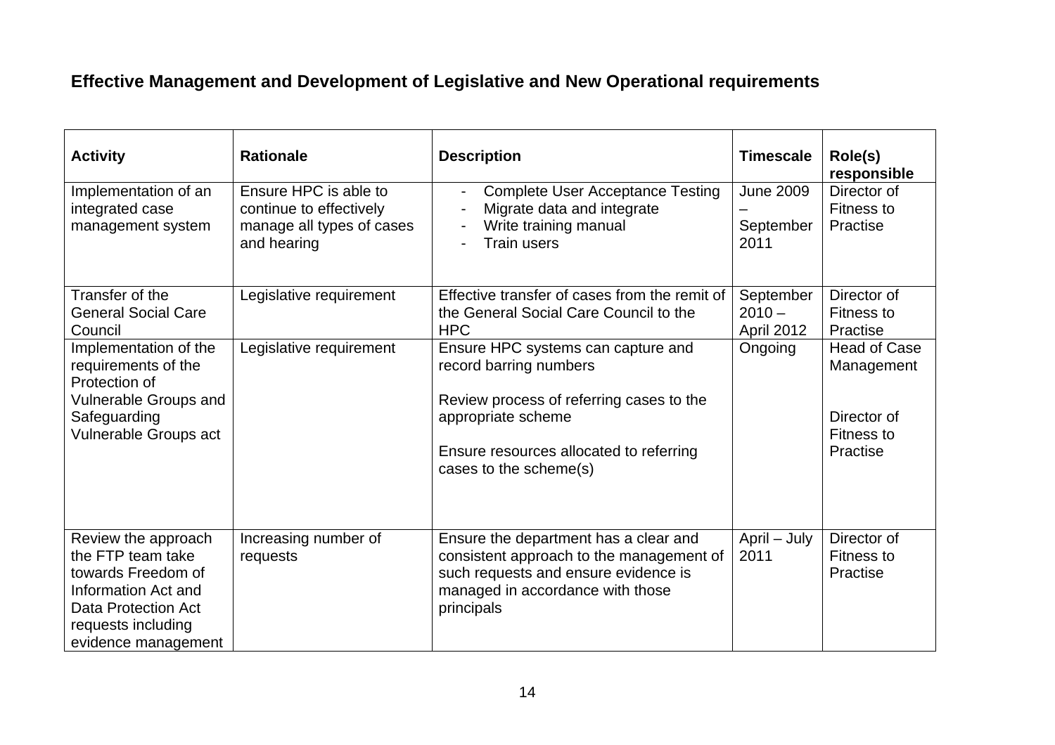## Effective Management and Development of Legislative and New Operational requirements

| Activity | Rationale | Description | Timescale | Role(s) responsible |
|---|---|---|---|---|
| Implementation of an integrated case management system | Ensure HPC is able to continue to effectively manage all types of cases and hearing | - Complete User Acceptance Testing<br>- Migrate data and integrate<br>- Write training manual<br>- Train users | June 2009 – September 2011 | Director of Fitness to Practise |
| Transfer of the General Social Care Council | Legislative requirement | Effective transfer of cases from the remit of the General Social Care Council to the HPC | September 2010 – April 2012 | Director of Fitness to Practise |
| Implementation of the requirements of the Protection of Vulnerable Groups and Safeguarding Vulnerable Groups act | Legislative requirement | Ensure HPC systems can capture and record barring numbers<br><br>Review process of referring cases to the appropriate scheme<br><br>Ensure resources allocated to referring cases to the scheme(s) | Ongoing | Head of Case Management<br><br>Director of Fitness to Practise |
| Review the approach the FTP team take towards Freedom of Information Act and Data Protection Act requests including evidence management | Increasing number of requests | Ensure the department has a clear and consistent approach to the management of such requests and ensure evidence is managed in accordance with those principals | April – July 2011 | Director of Fitness to Practise |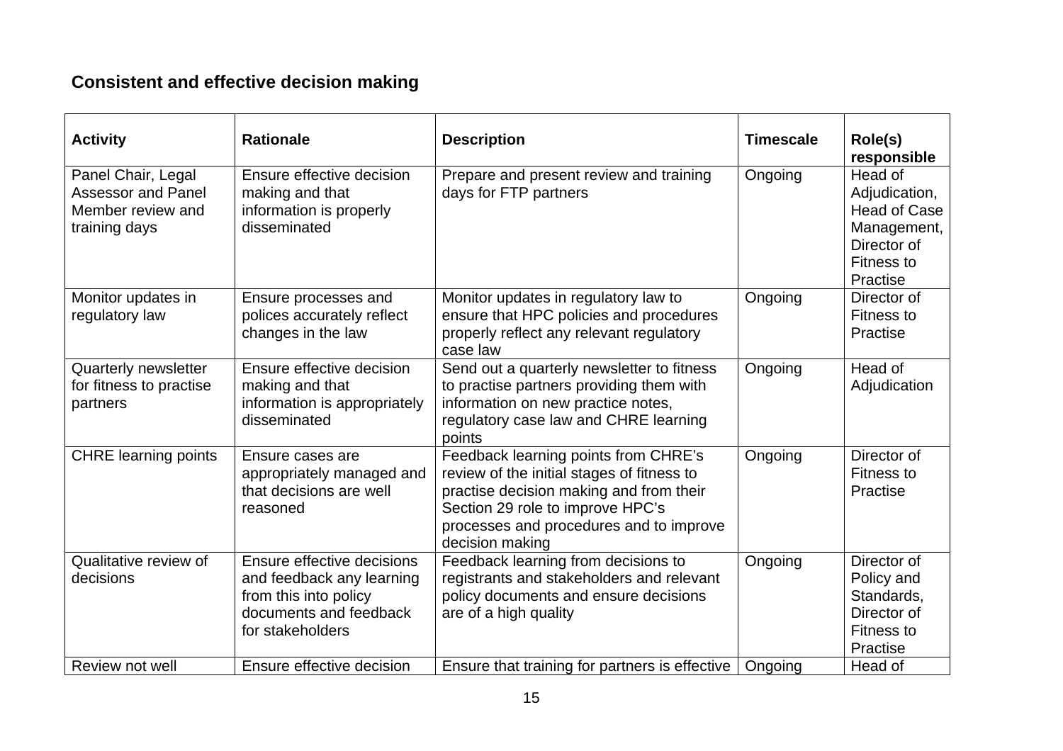## Consistent and effective decision making

| Activity | Rationale | Description | Timescale | Role(s) responsible |
|---|---|---|---|---|
| Panel Chair, Legal Assessor and Panel Member review and training days | Ensure effective decision making and that information is properly disseminated | Prepare and present review and training days for FTP partners | Ongoing | Head of Adjudication, Head of Case Management, Director of Fitness to Practise |
| Monitor updates in regulatory law | Ensure processes and polices accurately reflect changes in the law | Monitor updates in regulatory law to ensure that HPC policies and procedures properly reflect any relevant regulatory case law | Ongoing | Director of Fitness to Practise |
| Quarterly newsletter for fitness to practise partners | Ensure effective decision making and that information is appropriately disseminated | Send out a quarterly newsletter to fitness to practise partners providing them with information on new practice notes, regulatory case law and CHRE learning points | Ongoing | Head of Adjudication |
| CHRE learning points | Ensure cases are appropriately managed and that decisions are well reasoned | Feedback learning points from CHRE's review of the initial stages of fitness to practise decision making and from their Section 29 role to improve HPC's processes and procedures and to improve decision making | Ongoing | Director of Fitness to Practise |
| Qualitative review of decisions | Ensure effective decisions and feedback any learning from this into policy documents and feedback for stakeholders | Feedback learning from decisions to registrants and stakeholders and relevant policy documents and ensure decisions are of a high quality | Ongoing | Director of Policy and Standards, Director of Fitness to Practise |
| Review not well | Ensure effective decision | Ensure that training for partners is effective | Ongoing | Head of |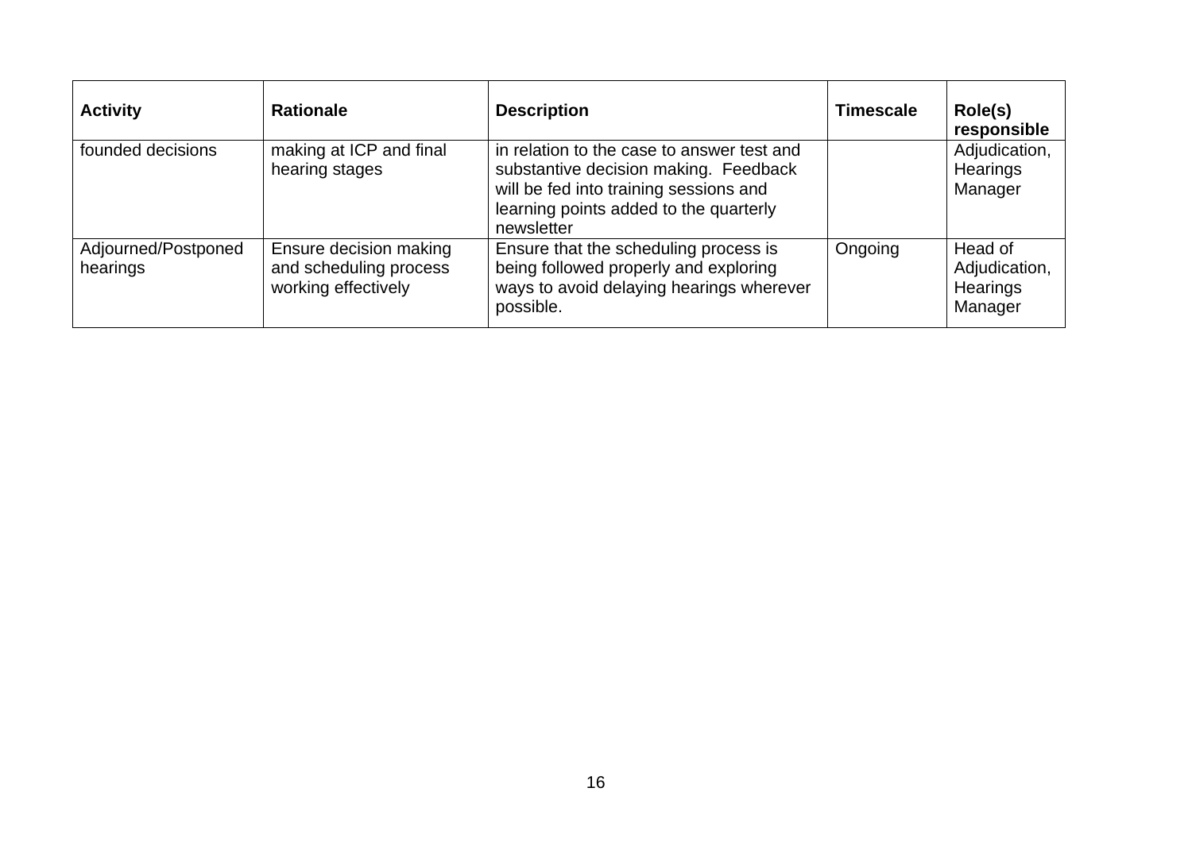| Activity | Rationale | Description | Timescale | Role(s) responsible |
|---|---|---|---|---|
| founded decisions | making at ICP and final hearing stages | in relation to the case to answer test and substantive decision making. Feedback will be fed into training sessions and learning points added to the quarterly newsletter | | Adjudication, Hearings Manager |
| Adjourned/Postponed hearings | Ensure decision making and scheduling process working effectively | Ensure that the scheduling process is being followed properly and exploring ways to avoid delaying hearings wherever possible. | Ongoing | Head of Adjudication, Hearings Manager |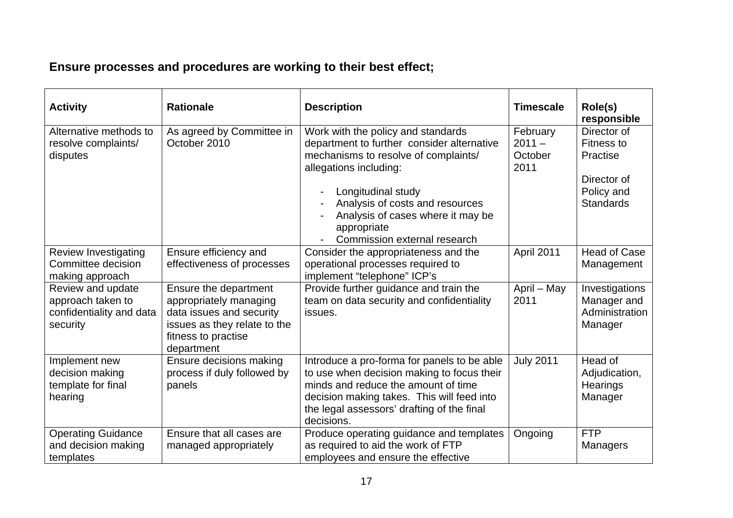**Ensure processes and procedures are working to their best effect;**

| Activity | Rationale | Description | Timescale | Role(s) responsible |
|---|---|---|---|---|
| Alternative methods to resolve complaints/ disputes | As agreed by Committee in October 2010 | Work with the policy and standards department to further consider alternative mechanisms to resolve of complaints/ allegations including:<br><br>- Longitudinal study<br>- Analysis of costs and resources<br>- Analysis of cases where it may be appropriate<br>- Commission external research | February 2011 – October 2011 | Director of Fitness to Practise<br><br>Director of Policy and Standards |
| Review Investigating Committee decision making approach | Ensure efficiency and effectiveness of processes | Consider the appropriateness and the operational processes required to implement "telephone" ICP's | April 2011 | Head of Case Management |
| Review and update approach taken to confidentiality and data security | Ensure the department appropriately managing data issues and security issues as they relate to the fitness to practise department | Provide further guidance and train the team on data security and confidentiality issues. | April – May 2011 | Investigations Manager and Administration Manager |
| Implement new decision making template for final hearing | Ensure decisions making process if duly followed by panels | Introduce a pro-forma for panels to be able to use when decision making to focus their minds and reduce the amount of time decision making takes. This will feed into the legal assessors' drafting of the final decisions. | July 2011 | Head of Adjudication, Hearings Manager |
| Operating Guidance and decision making templates | Ensure that all cases are managed appropriately | Produce operating guidance and templates as required to aid the work of FTP employees and ensure the effective | Ongoing | FTP Managers |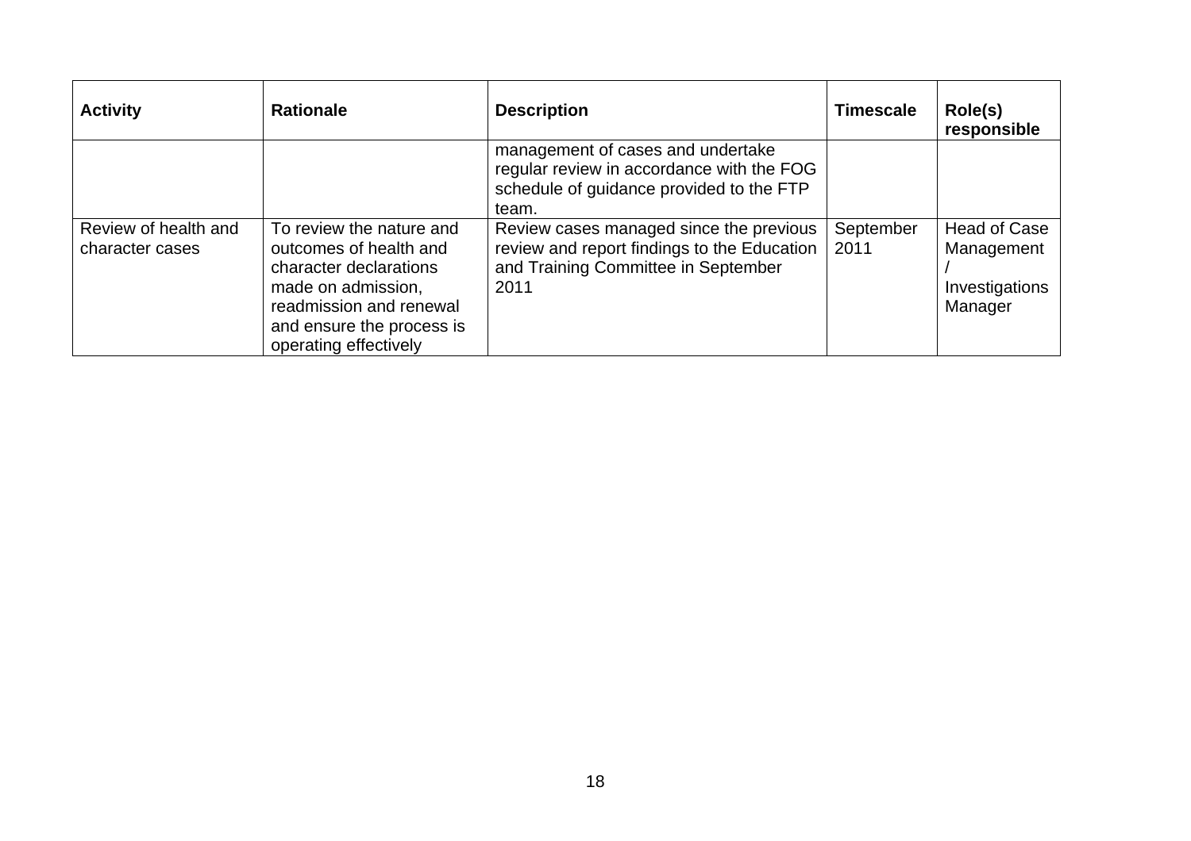| Activity | Rationale | Description | Timescale | Role(s) responsible |
|---|---|---|---|---|
| | | management of cases and undertake regular review in accordance with the FOG schedule of guidance provided to the FTP team. | | |
| Review of health and character cases | To review the nature and outcomes of health and character declarations made on admission, readmission and renewal and ensure the process is operating effectively | Review cases managed since the previous review and report findings to the Education and Training Committee in September 2011 | September 2011 | Head of Case Management / Investigations Manager |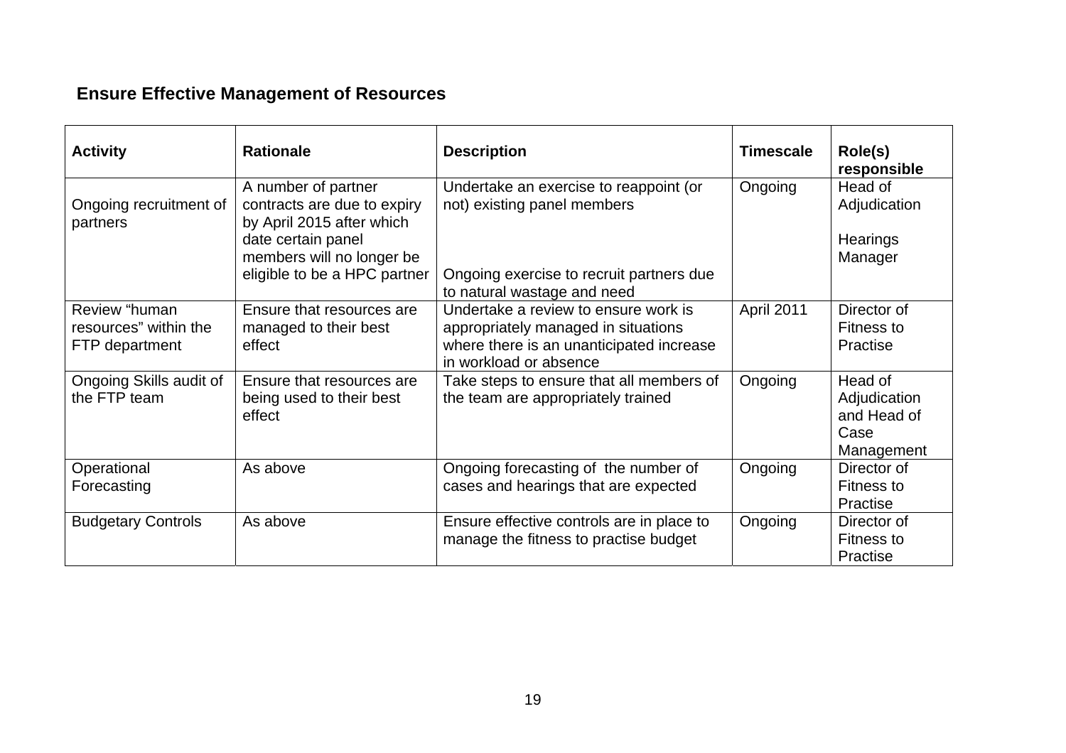## Ensure Effective Management of Resources

| Activity | Rationale | Description | Timescale | Role(s) responsible |
|---|---|---|---|---|
| Ongoing recruitment of partners | A number of partner contracts are due to expiry by April 2015 after which date certain panel members will no longer be eligible to be a HPC partner | Undertake an exercise to reappoint (or not) existing panel members<br><br>Ongoing exercise to recruit partners due to natural wastage and need | Ongoing | Head of Adjudication<br><br>Hearings Manager |
| Review "human resources" within the FTP department | Ensure that resources are managed to their best effect | Undertake a review to ensure work is appropriately managed in situations where there is an unanticipated increase in workload or absence | April 2011 | Director of Fitness to Practise |
| Ongoing Skills audit of the FTP team | Ensure that resources are being used to their best effect | Take steps to ensure that all members of the team are appropriately trained | Ongoing | Head of Adjudication and Head of Case Management |
| Operational Forecasting | As above | Ongoing forecasting of the number of cases and hearings that are expected | Ongoing | Director of Fitness to Practise |
| Budgetary Controls | As above | Ensure effective controls are in place to manage the fitness to practise budget | Ongoing | Director of Fitness to Practise |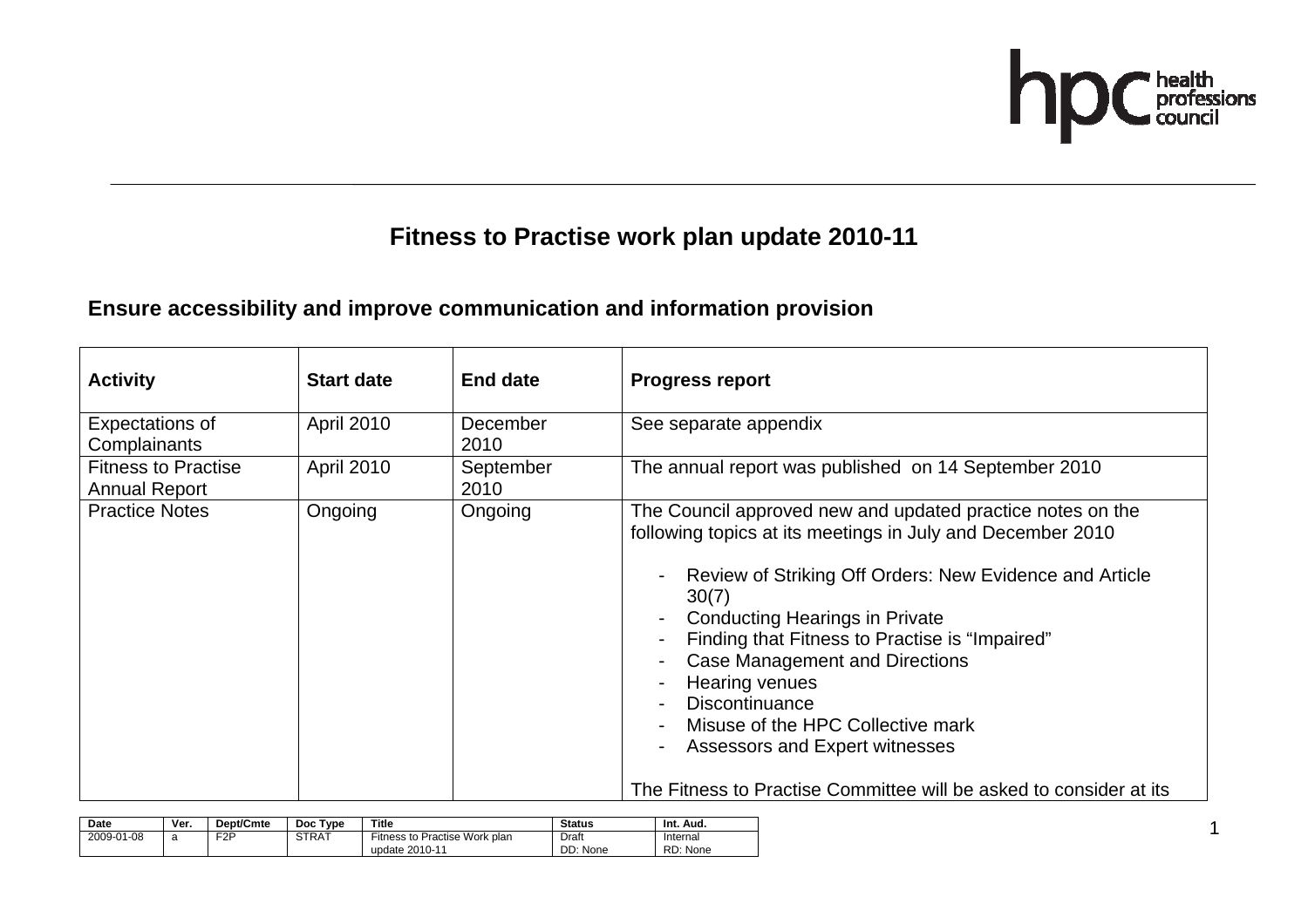# Fitness to Practise work plan update 2010-11

## Ensure accessibility and improve communication and information provision

| Activity | Start date | End date | Progress report |
|---|---|---|---|
| Expectations of Complainants | April 2010 | December 2010 | See separate appendix |
| Fitness to Practise Annual Report | April 2010 | September 2010 | The annual report was published on 14 September 2010 |
| Practice Notes | Ongoing | Ongoing | The Council approved new and updated practice notes on the following topics at its meetings in July and December 2010<br><br>- Review of Striking Off Orders: New Evidence and Article 30(7)<br>- Conducting Hearings in Private<br>- Finding that Fitness to Practise is "Impaired"<br>- Case Management and Directions<br>- Hearing venues<br>- Discontinuance<br>- Misuse of the HPC Collective mark<br>- Assessors and Expert witnesses<br><br>The Fitness to Practise Committee will be asked to consider at its |

| Date | Ver. | Dept/Cmte | Doc Type | Title | Status | Int. Aud. |
|---|---|---|---|---|---|---|
| 2009-01-08 | a | F2P | STRAT | Fitness to Practise Work plan update 2010-11 | Draft DD: None | Internal RD: None |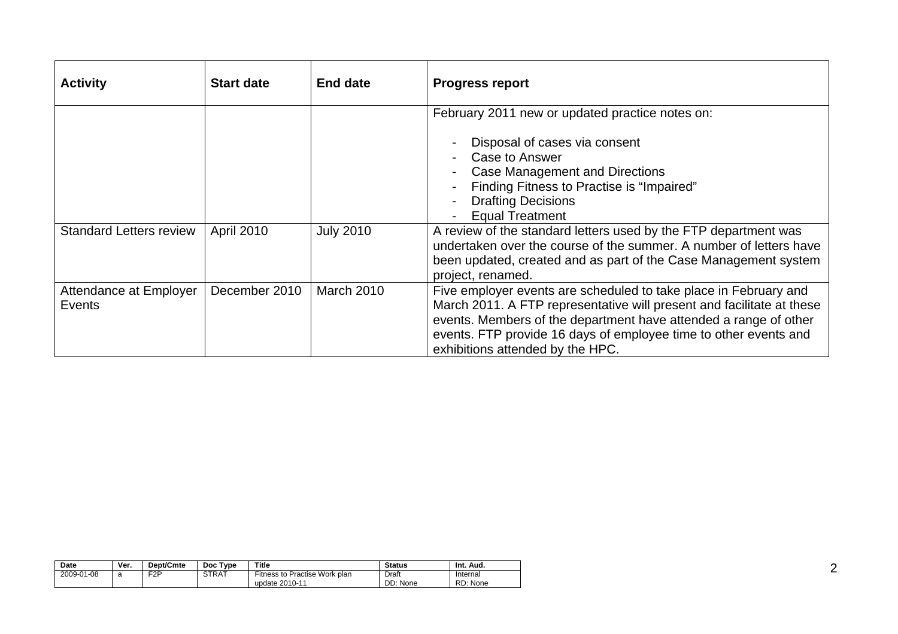| Activity | Start date | End date | Progress report |
|---|---|---|---|
| | | | February 2011 new or updated practice notes on:<br><br>- Disposal of cases via consent<br>- Case to Answer<br>- Case Management and Directions<br>- Finding Fitness to Practise is “Impaired”<br>- Drafting Decisions<br>- Equal Treatment |
| Standard Letters review | April 2010 | July 2010 | A review of the standard letters used by the FTP department was undertaken over the course of the summer. A number of letters have been updated, created and as part of the Case Management system project, renamed. |
| Attendance at Employer Events | December 2010 | March 2010 | Five employer events are scheduled to take place in February and March 2011. A FTP representative will present and facilitate at these events. Members of the department have attended a range of other events. FTP provide 16 days of employee time to other events and exhibitions attended by the HPC. |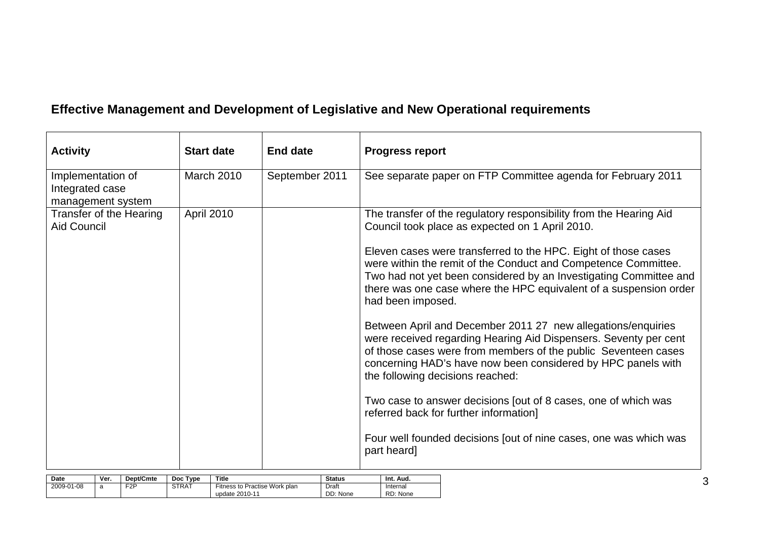## Effective Management and Development of Legislative and New Operational requirements

| Activity | Start date | End date | Progress report |
|---|---|---|---|
| Implementation of Integrated case management system | March 2010 | September 2011 | See separate paper on FTP Committee agenda for February 2011 |
| Transfer of the Hearing Aid Council | April 2010 | | The transfer of the regulatory responsibility from the Hearing Aid Council took place as expected on 1 April 2010.<br><br>Eleven cases were transferred to the HPC. Eight of those cases were within the remit of the Conduct and Competence Committee. Two had not yet been considered by an Investigating Committee and there was one case where the HPC equivalent of a suspension order had been imposed.<br><br>Between April and December 2011 27 new allegations/enquiries were received regarding Hearing Aid Dispensers. Seventy per cent of those cases were from members of the public Seventeen cases concerning HAD's have now been considered by HPC panels with the following decisions reached:<br><br>Two case to answer decisions [out of 8 cases, one of which was referred back for further information]<br><br>Four well founded decisions [out of nine cases, one was which was part heard] |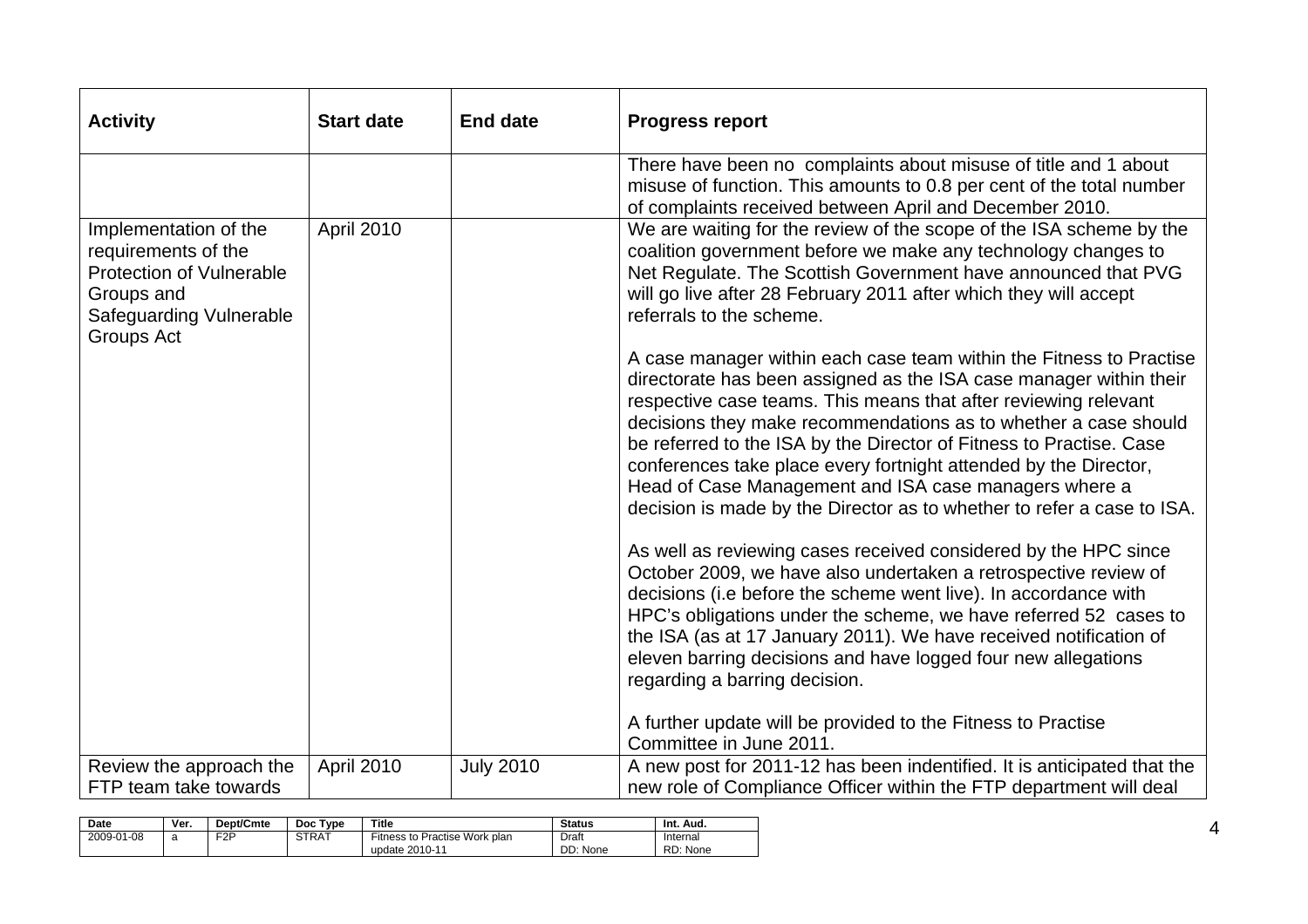| Activity | Start date | End date | Progress report |
|---|---|---|---|
| | | | There have been no complaints about misuse of title and 1 about misuse of function. This amounts to 0.8 per cent of the total number of complaints received between April and December 2010. |
| Implementation of the requirements of the Protection of Vulnerable Groups and Safeguarding Vulnerable Groups Act | April 2010 | | We are waiting for the review of the scope of the ISA scheme by the coalition government before we make any technology changes to Net Regulate. The Scottish Government have announced that PVG will go live after 28 February 2011 after which they will accept referrals to the scheme.<br><br>A case manager within each case team within the Fitness to Practise directorate has been assigned as the ISA case manager within their respective case teams. This means that after reviewing relevant decisions they make recommendations as to whether a case should be referred to the ISA by the Director of Fitness to Practise. Case conferences take place every fortnight attended by the Director, Head of Case Management and ISA case managers where a decision is made by the Director as to whether to refer a case to ISA.<br><br>As well as reviewing cases received considered by the HPC since October 2009, we have also undertaken a retrospective review of decisions (i.e before the scheme went live). In accordance with HPC's obligations under the scheme, we have referred 52 cases to the ISA (as at 17 January 2011). We have received notification of eleven barring decisions and have logged four new allegations regarding a barring decision.<br><br>A further update will be provided to the Fitness to Practise Committee in June 2011. |
| Review the approach the FTP team take towards | April 2010 | July 2010 | A new post for 2011-12 has been indentified. It is anticipated that the new role of Compliance Officer within the FTP department will deal |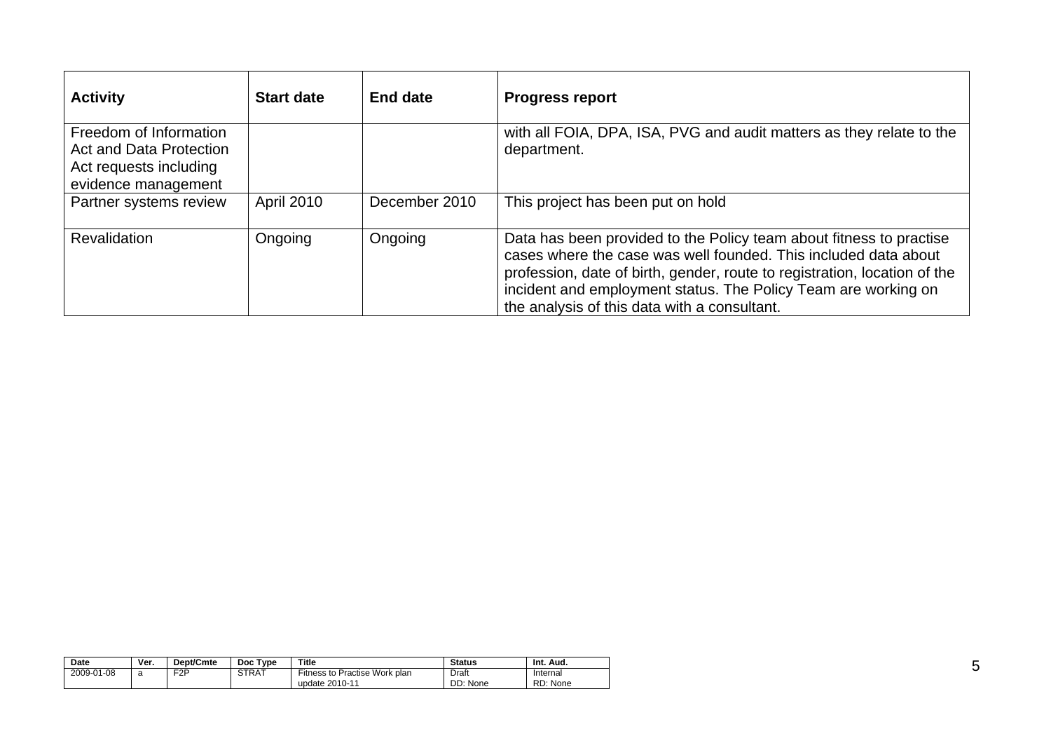| Activity | Start date | End date | Progress report |
| --- | --- | --- | --- |
| Freedom of Information Act and Data Protection Act requests including evidence management | | | with all FOIA, DPA, ISA, PVG and audit matters as they relate to the department. |
| Partner systems review | April 2010 | December 2010 | This project has been put on hold |
| Revalidation | Ongoing | Ongoing | Data has been provided to the Policy team about fitness to practise cases where the case was well founded. This included data about profession, date of birth, gender, route to registration, location of the incident and employment status. The Policy Team are working on the analysis of this data with a consultant. |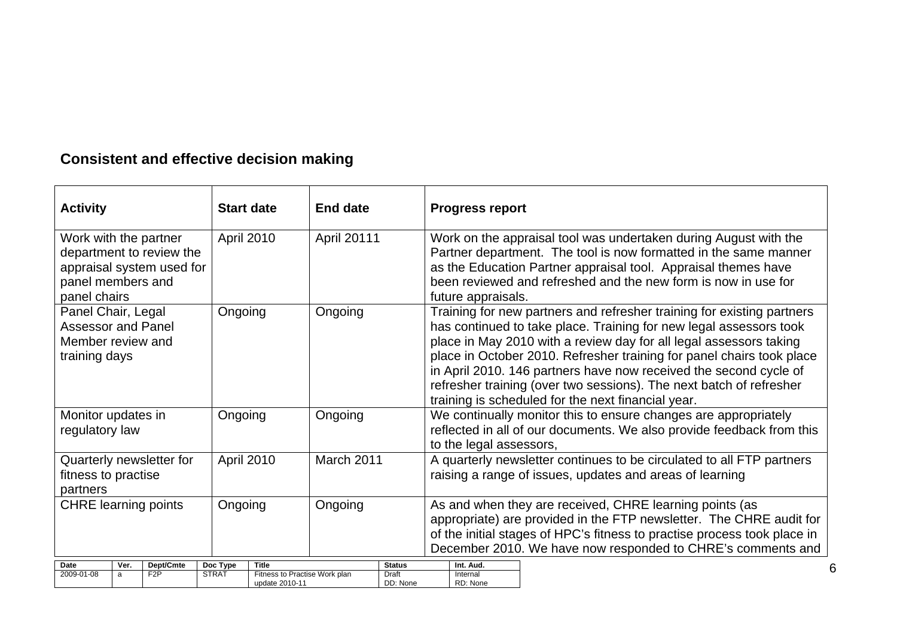## Consistent and effective decision making

| Activity | Start date | End date | Progress report |
|---|---|---|---|
| Work with the partner department to review the appraisal system used for panel members and panel chairs | April 2010 | April 20111 | Work on the appraisal tool was undertaken during August with the Partner department. The tool is now formatted in the same manner as the Education Partner appraisal tool. Appraisal themes have been reviewed and refreshed and the new form is now in use for future appraisals. |
| Panel Chair, Legal Assessor and Panel Member review and training days | Ongoing | Ongoing | Training for new partners and refresher training for existing partners has continued to take place. Training for new legal assessors took place in May 2010 with a review day for all legal assessors taking place in October 2010. Refresher training for panel chairs took place in April 2010. 146 partners have now received the second cycle of refresher training (over two sessions). The next batch of refresher training is scheduled for the next financial year. |
| Monitor updates in regulatory law | Ongoing | Ongoing | We continually monitor this to ensure changes are appropriately reflected in all of our documents. We also provide feedback from this to the legal assessors, |
| Quarterly newsletter for fitness to practise partners | April 2010 | March 2011 | A quarterly newsletter continues to be circulated to all FTP partners raising a range of issues, updates and areas of learning |
| CHRE learning points | Ongoing | Ongoing | As and when they are received, CHRE learning points (as appropriate) are provided in the FTP newsletter. The CHRE audit for of the initial stages of HPC's fitness to practise process took place in December 2010. We have now responded to CHRE's comments and |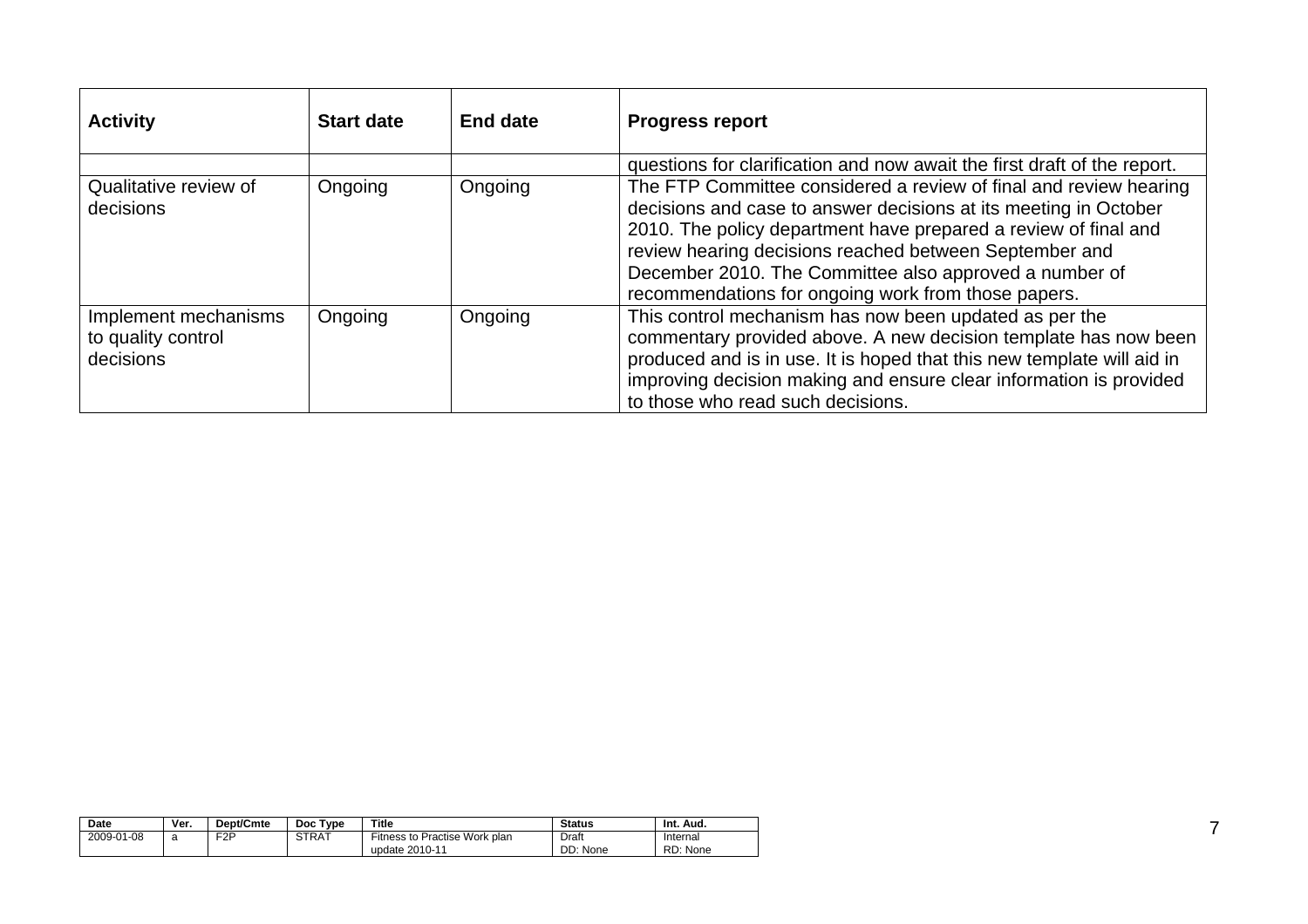| Activity | Start date | End date | Progress report |
|---|---|---|---|
| | | | questions for clarification and now await the first draft of the report. |
| Qualitative review of decisions | Ongoing | Ongoing | The FTP Committee considered a review of final and review hearing decisions and case to answer decisions at its meeting in October 2010. The policy department have prepared a review of final and review hearing decisions reached between September and December 2010. The Committee also approved a number of recommendations for ongoing work from those papers. |
| Implement mechanisms to quality control decisions | Ongoing | Ongoing | This control mechanism has now been updated as per the commentary provided above. A new decision template has now been produced and is in use. It is hoped that this new template will aid in improving decision making and ensure clear information is provided to those who read such decisions. |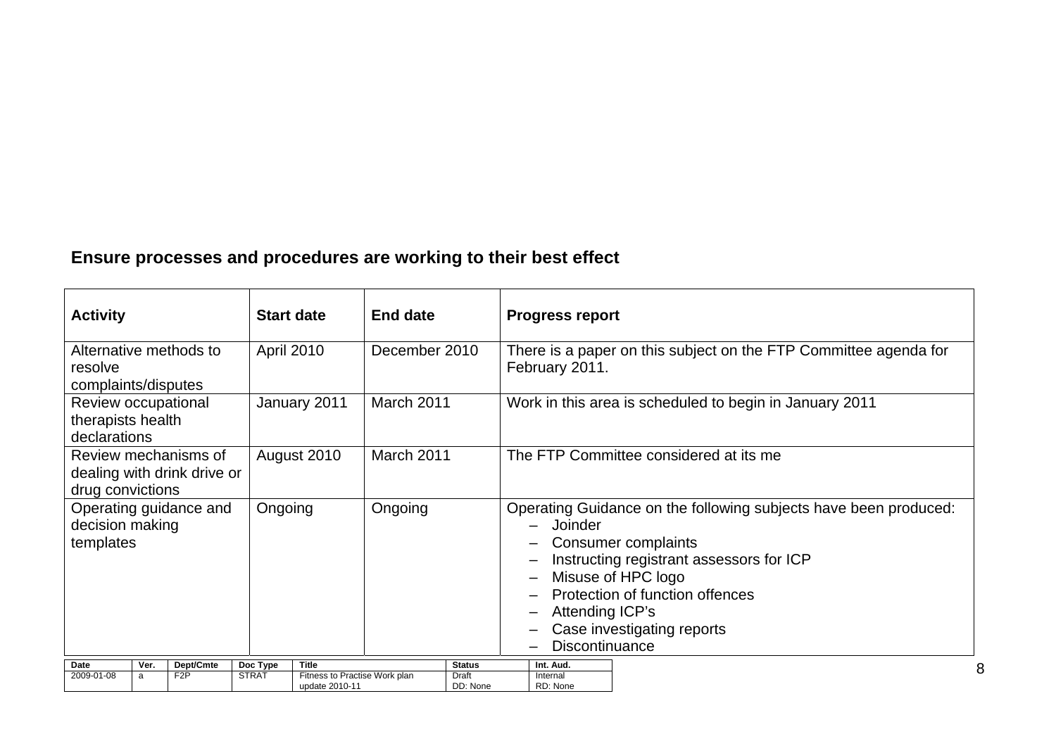**Ensure processes and procedures are working to their best effect**

| Activity | Start date | End date | Progress report |
|---|---|---|---|
| Alternative methods to resolve complaints/disputes | April 2010 | December 2010 | There is a paper on this subject on the FTP Committee agenda for February 2011. |
| Review occupational therapists health declarations | January 2011 | March 2011 | Work in this area is scheduled to begin in January 2011 |
| Review mechanisms of dealing with drink drive or drug convictions | August 2010 | March 2011 | The FTP Committee considered at its me |
| Operating guidance and decision making templates | Ongoing | Ongoing | Operating Guidance on the following subjects have been produced:<br>– Joinder<br>– Consumer complaints<br>– Instructing registrant assessors for ICP<br>– Misuse of HPC logo<br>– Protection of function offences<br>– Attending ICP's<br>– Case investigating reports<br>– Discontinuance |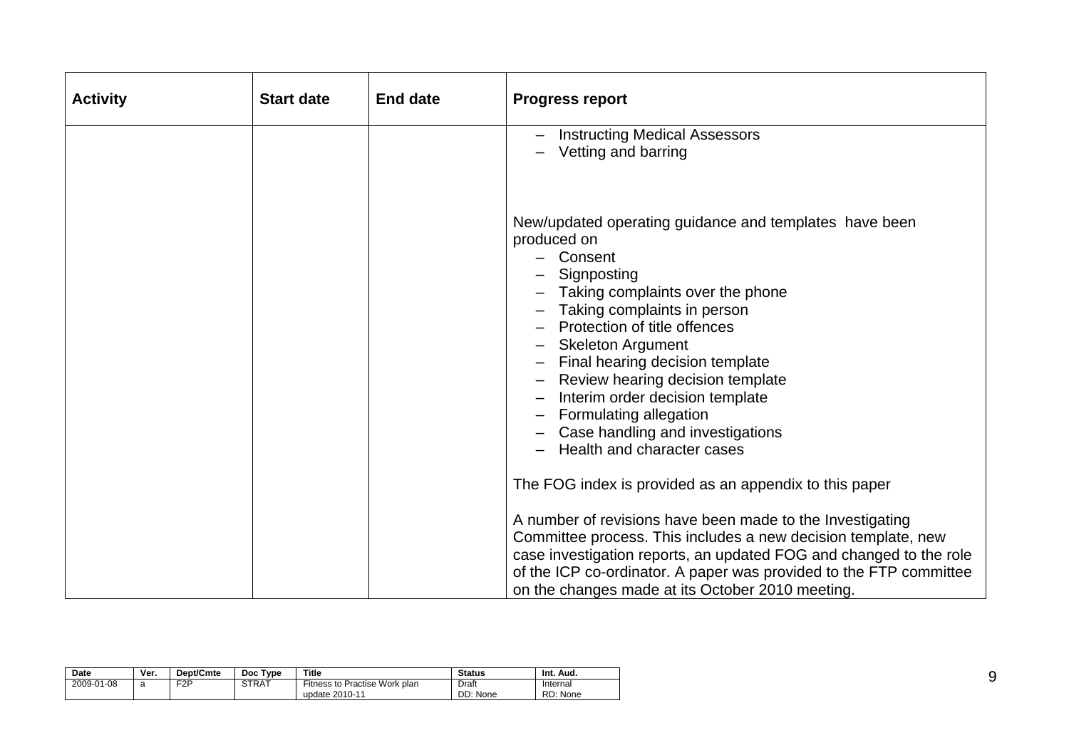| Activity | Start date | End date | Progress report |
| --- | --- | --- | --- |
| | | | – Instructing Medical Assessors<br>– Vetting and barring<br><br>New/updated operating guidance and templates have been produced on<br>– Consent<br>– Signposting<br>– Taking complaints over the phone<br>– Taking complaints in person<br>– Protection of title offences<br>– Skeleton Argument<br>– Final hearing decision template<br>– Review hearing decision template<br>– Interim order decision template<br>– Formulating allegation<br>– Case handling and investigations<br>– Health and character cases<br><br>The FOG index is provided as an appendix to this paper<br><br>A number of revisions have been made to the Investigating Committee process. This includes a new decision template, new case investigation reports, an updated FOG and changed to the role of the ICP co-ordinator. A paper was provided to the FTP committee on the changes made at its October 2010 meeting. |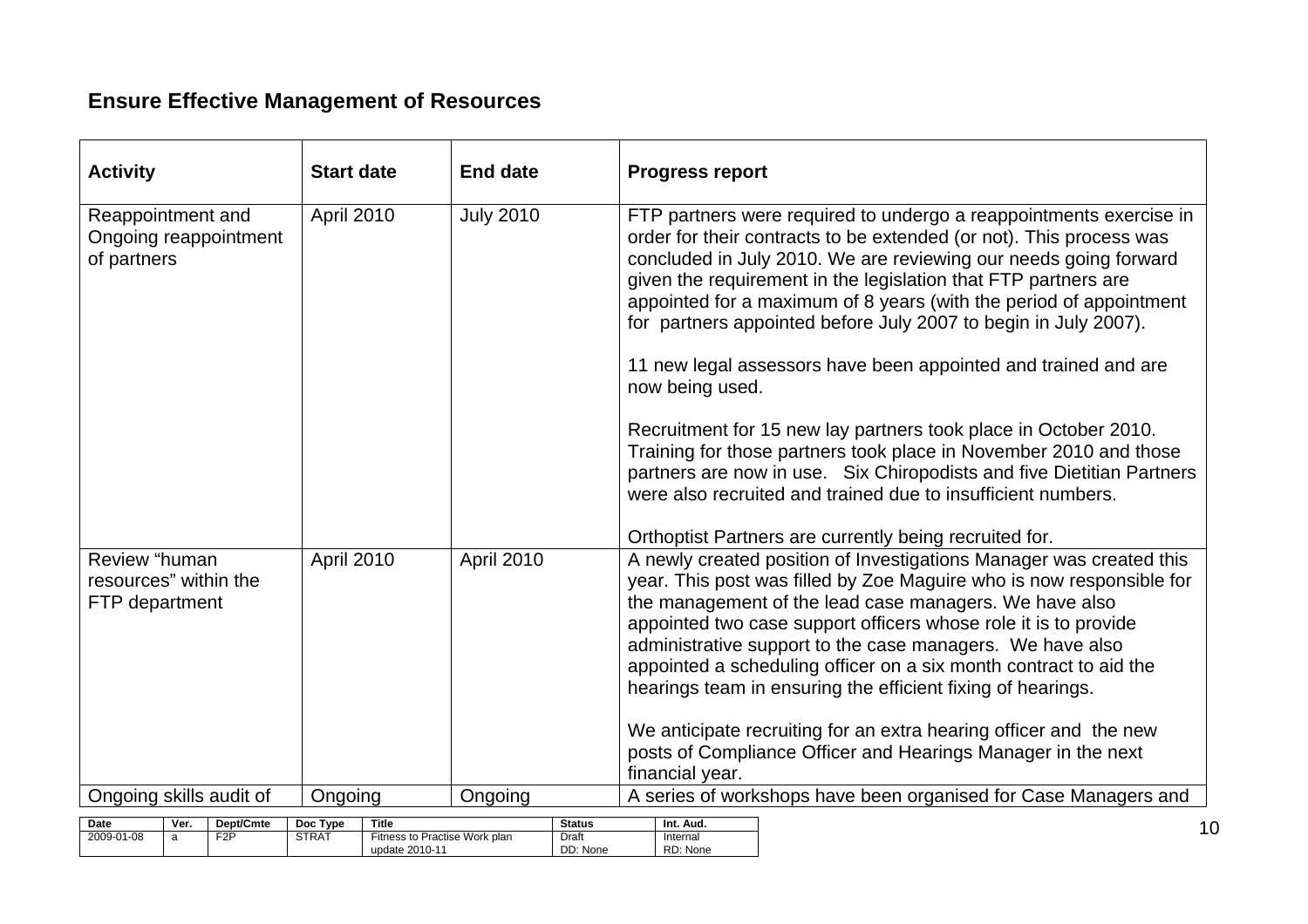## Ensure Effective Management of Resources

| Activity | Start date | End date | Progress report |
|---|---|---|---|
| Reappointment and Ongoing reappointment of partners | April 2010 | July 2010 | FTP partners were required to undergo a reappointments exercise in order for their contracts to be extended (or not). This process was concluded in July 2010. We are reviewing our needs going forward given the requirement in the legislation that FTP partners are appointed for a maximum of 8 years (with the period of appointment for partners appointed before July 2007 to begin in July 2007).<br><br>11 new legal assessors have been appointed and trained and are now being used.<br><br>Recruitment for 15 new lay partners took place in October 2010. Training for those partners took place in November 2010 and those partners are now in use. Six Chiropodists and five Dietitian Partners were also recruited and trained due to insufficient numbers.<br><br>Orthoptist Partners are currently being recruited for. |
| Review "human resources" within the FTP department | April 2010 | April 2010 | A newly created position of Investigations Manager was created this year. This post was filled by Zoe Maguire who is now responsible for the management of the lead case managers. We have also appointed two case support officers whose role it is to provide administrative support to the case managers. We have also appointed a scheduling officer on a six month contract to aid the hearings team in ensuring the efficient fixing of hearings.<br><br>We anticipate recruiting for an extra hearing officer and the new posts of Compliance Officer and Hearings Manager in the next financial year. |
| Ongoing skills audit of | Ongoing | Ongoing | A series of workshops have been organised for Case Managers and |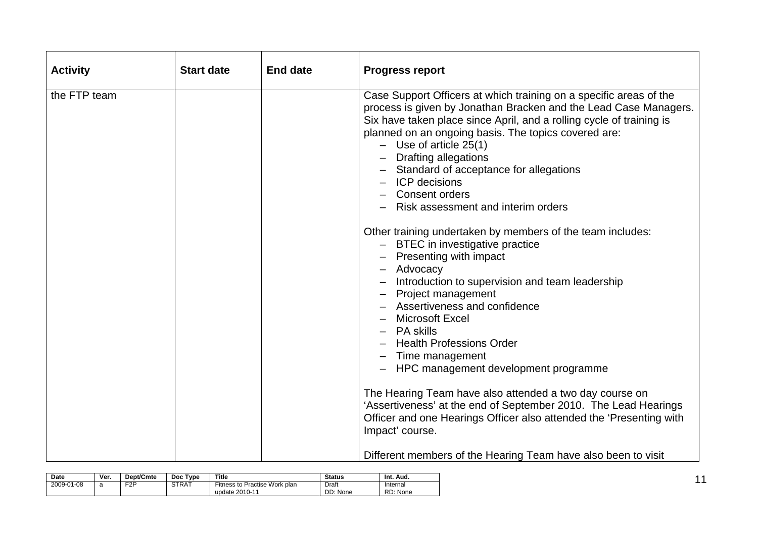| Activity | Start date | End date | Progress report |
|---|---|---|---|
| the FTP team | | | Case Support Officers at which training on a specific areas of the process is given by Jonathan Bracken and the Lead Case Managers. Six have taken place since April, and a rolling cycle of training is planned on an ongoing basis. The topics covered are:<br>– Use of article 25(1)<br>– Drafting allegations<br>– Standard of acceptance for allegations<br>– ICP decisions<br>– Consent orders<br>– Risk assessment and interim orders<br><br>Other training undertaken by members of the team includes:<br>– BTEC in investigative practice<br>– Presenting with impact<br>– Advocacy<br>– Introduction to supervision and team leadership<br>– Project management<br>– Assertiveness and confidence<br>– Microsoft Excel<br>– PA skills<br>– Health Professions Order<br>– Time management<br>– HPC management development programme<br><br>The Hearing Team have also attended a two day course on 'Assertiveness' at the end of September 2010. The Lead Hearings Officer and one Hearings Officer also attended the 'Presenting with Impact' course.<br><br>Different members of the Hearing Team have also been to visit |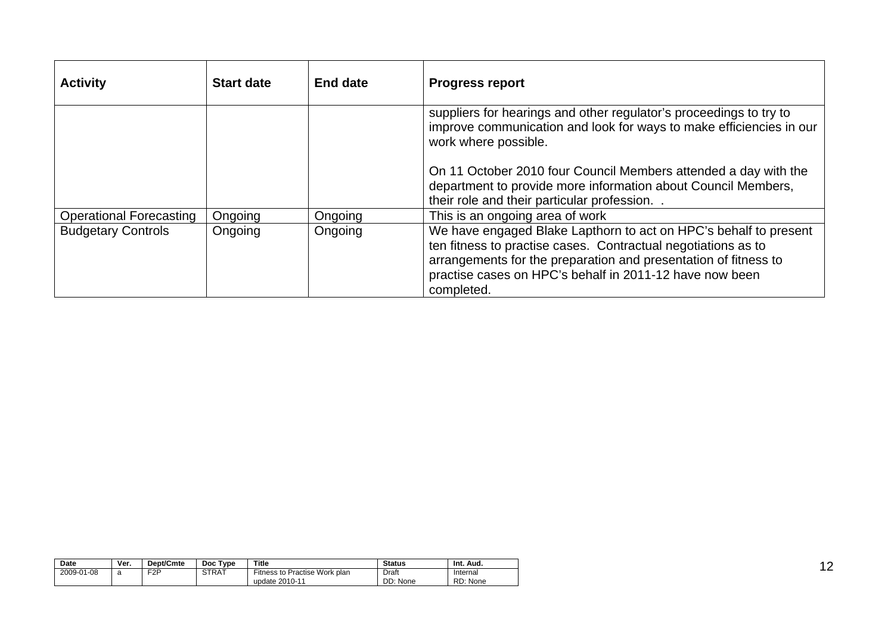| Activity | Start date | End date | Progress report |
|---|---|---|---|
| | | | suppliers for hearings and other regulator's proceedings to try to improve communication and look for ways to make efficiencies in our work where possible.<br><br>On 11 October 2010 four Council Members attended a day with the department to provide more information about Council Members, their role and their particular profession. . |
| Operational Forecasting | Ongoing | Ongoing | This is an ongoing area of work |
| Budgetary Controls | Ongoing | Ongoing | We have engaged Blake Lapthorn to act on HPC's behalf to present ten fitness to practise cases. Contractual negotiations as to arrangements for the preparation and presentation of fitness to practise cases on HPC's behalf in 2011-12 have now been completed. |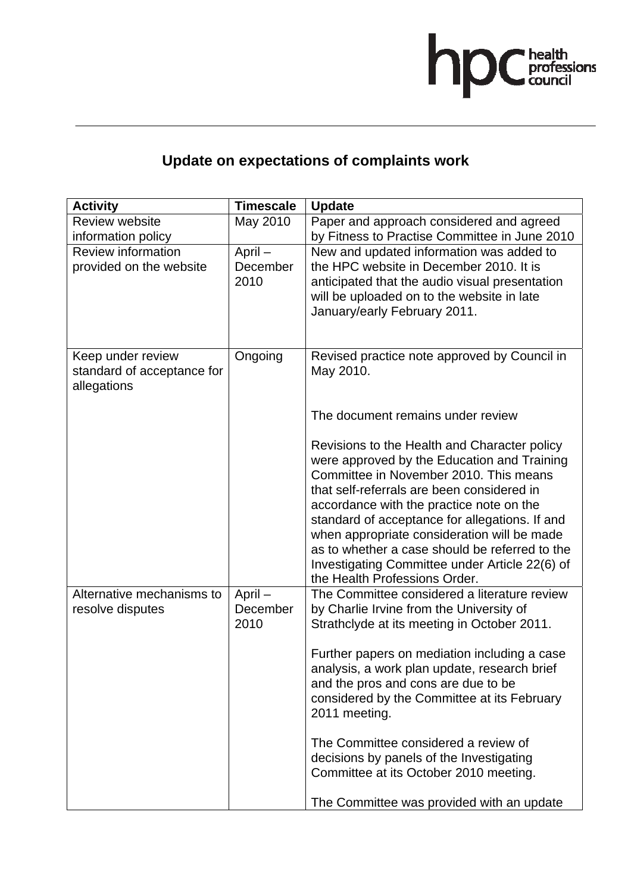# Update on expectations of complaints work

| Activity | Timescale | Update |
|---|---|---|
| Review website information policy | May 2010 | Paper and approach considered and agreed by Fitness to Practise Committee in June 2010 |
| Review information provided on the website | April – December 2010 | New and updated information was added to the HPC website in December 2010. It is anticipated that the audio visual presentation will be uploaded on to the website in late January/early February 2011. |
| Keep under review standard of acceptance for allegations | Ongoing | Revised practice note approved by Council in May 2010.<br><br>The document remains under review<br><br>Revisions to the Health and Character policy were approved by the Education and Training Committee in November 2010. This means that self-referrals are been considered in accordance with the practice note on the standard of acceptance for allegations. If and when appropriate consideration will be made as to whether a case should be referred to the Investigating Committee under Article 22(6) of the Health Professions Order. |
| Alternative mechanisms to resolve disputes | April – December 2010 | The Committee considered a literature review by Charlie Irvine from the University of Strathclyde at its meeting in October 2011.<br><br>Further papers on mediation including a case analysis, a work plan update, research brief and the pros and cons are due to be considered by the Committee at its February 2011 meeting.<br><br>The Committee considered a review of decisions by panels of the Investigating Committee at its October 2010 meeting.<br><br>The Committee was provided with an update |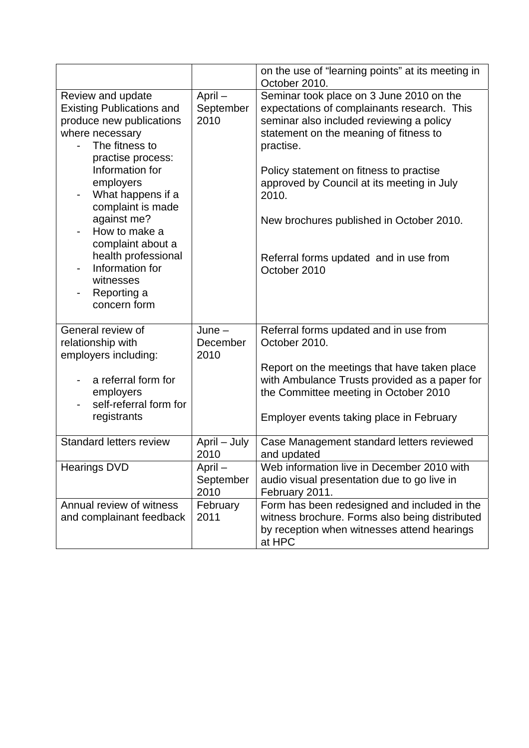| | | |
|---|---|---|
| | | on the use of "learning points" at its meeting in October 2010. |
| Review and update Existing Publications and produce new publications where necessary<br>- The fitness to practise process: Information for employers<br>- What happens if a complaint is made against me?<br>- How to make a complaint about a health professional<br>- Information for witnesses<br>- Reporting a concern form | April – September 2010 | Seminar took place on 3 June 2010 on the expectations of complainants research. This seminar also included reviewing a policy statement on the meaning of fitness to practise.<br><br>Policy statement on fitness to practise approved by Council at its meeting in July 2010.<br><br>New brochures published in October 2010.<br><br>Referral forms updated and in use from October 2010 |
| General review of relationship with employers including:<br>- a referral form for employers<br>- self-referral form for registrants | June – December 2010 | Referral forms updated and in use from October 2010.<br><br>Report on the meetings that have taken place with Ambulance Trusts provided as a paper for the Committee meeting in October 2010<br><br>Employer events taking place in February |
| Standard letters review | April – July 2010 | Case Management standard letters reviewed and updated |
| Hearings DVD | April – September 2010 | Web information live in December 2010 with audio visual presentation due to go live in February 2011. |
| Annual review of witness and complainant feedback | February 2011 | Form has been redesigned and included in the witness brochure. Forms also being distributed by reception when witnesses attend hearings at HPC |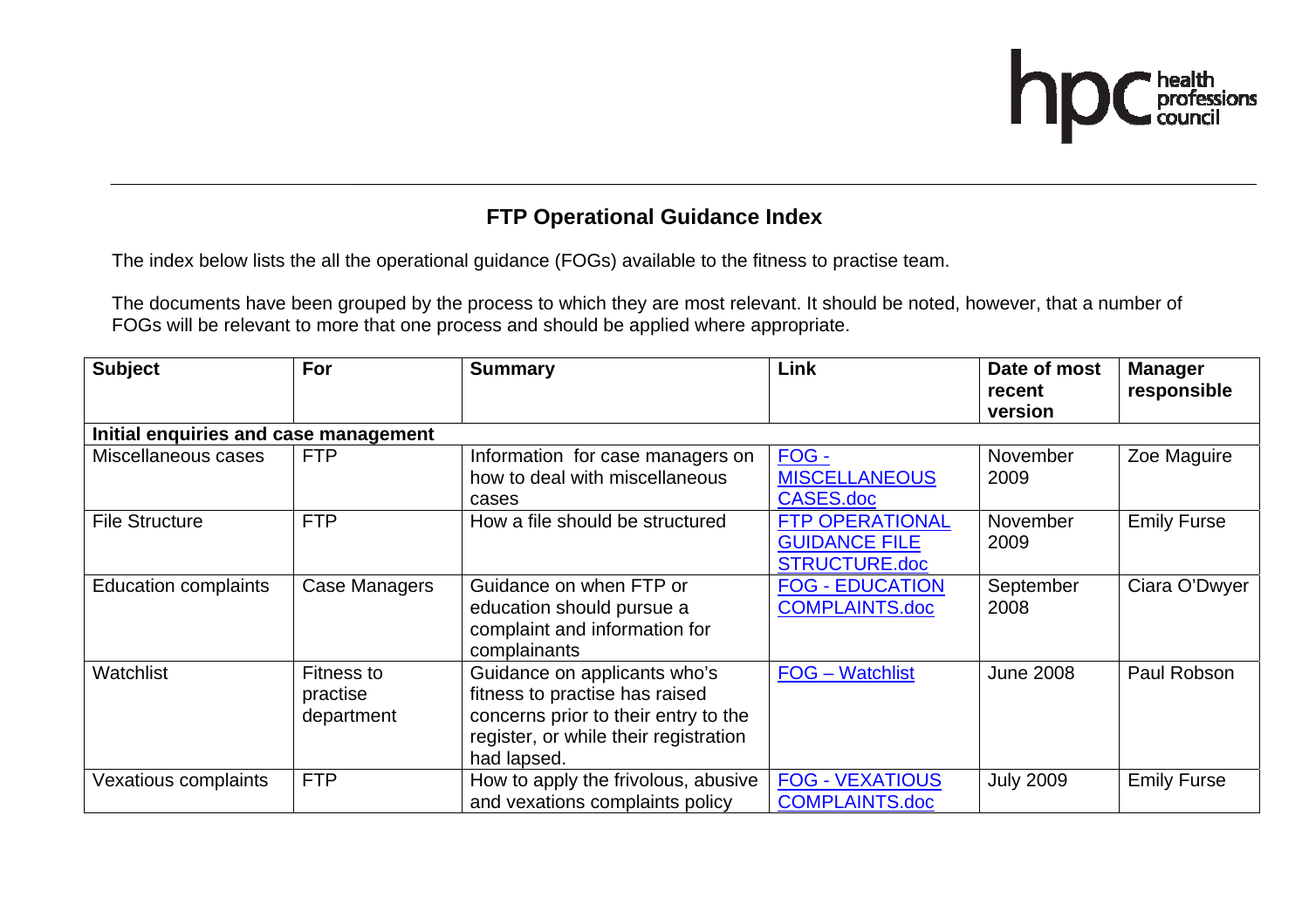## FTP Operational Guidance Index

The index below lists the all the operational guidance (FOGs) available to the fitness to practise team.

The documents have been grouped by the process to which they are most relevant. It should be noted, however, that a number of FOGs will be relevant to more that one process and should be applied where appropriate.

| Subject | For | Summary | Link | Date of most recent version | Manager responsible |
|---|---|---|---|---|---|
| **Initial enquiries and case management** | | | | | |
| Miscellaneous cases | FTP | Information for case managers on how to deal with miscellaneous cases | FOG - MISCELLANEOUS CASES.doc | November 2009 | Zoe Maguire |
| File Structure | FTP | How a file should be structured | FTP OPERATIONAL GUIDANCE FILE STRUCTURE.doc | November 2009 | Emily Furse |
| Education complaints | Case Managers | Guidance on when FTP or education should pursue a complaint and information for complainants | FOG - EDUCATION COMPLAINTS.doc | September 2008 | Ciara O'Dwyer |
| Watchlist | Fitness to practise department | Guidance on applicants who's fitness to practise has raised concerns prior to their entry to the register, or while their registration had lapsed. | FOG – Watchlist | June 2008 | Paul Robson |
| Vexatious complaints | FTP | How to apply the frivolous, abusive and vexations complaints policy | FOG - VEXATIOUS COMPLAINTS.doc | July 2009 | Emily Furse |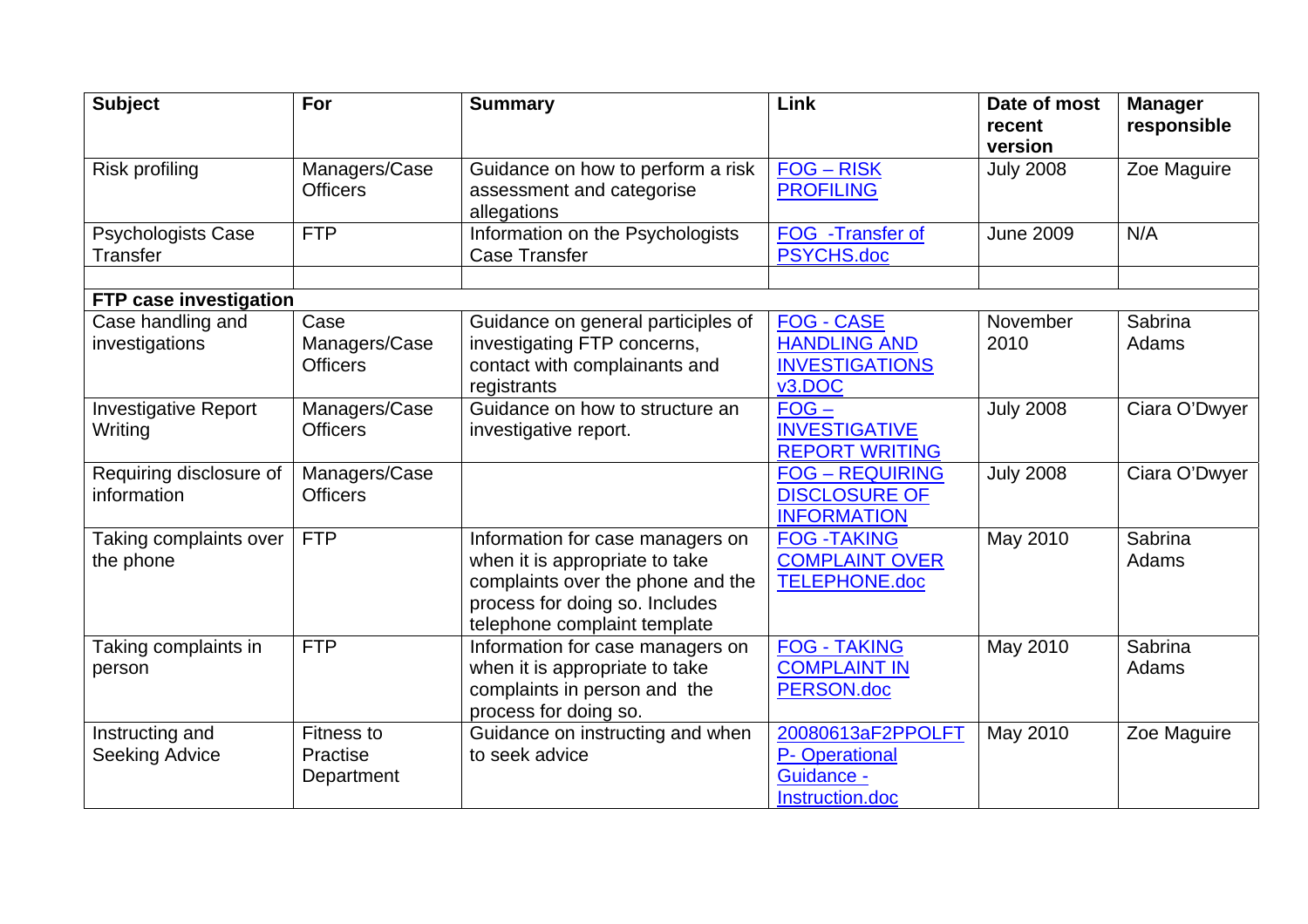| Subject | For | Summary | Link | Date of most recent version | Manager responsible |
|---|---|---|---|---|---|
| Risk profiling | Managers/Case Officers | Guidance on how to perform a risk assessment and categorise allegations | FOG – RISK PROFILING | July 2008 | Zoe Maguire |
| Psychologists Case Transfer | FTP | Information on the Psychologists Case Transfer | FOG -Transfer of PSYCHS.doc | June 2009 | N/A |
| | | | | | |
| **FTP case investigation** | | | | | |
| Case handling and investigations | Case Managers/Case Officers | Guidance on general participles of investigating FTP concerns, contact with complainants and registrants | FOG - CASE HANDLING AND INVESTIGATIONS v3.DOC | November 2010 | Sabrina Adams |
| Investigative Report Writing | Managers/Case Officers | Guidance on how to structure an investigative report. | FOG – INVESTIGATIVE REPORT WRITING | July 2008 | Ciara O'Dwyer |
| Requiring disclosure of information | Managers/Case Officers | | FOG – REQUIRING DISCLOSURE OF INFORMATION | July 2008 | Ciara O'Dwyer |
| Taking complaints over the phone | FTP | Information for case managers on when it is appropriate to take complaints over the phone and the process for doing so. Includes telephone complaint template | FOG -TAKING COMPLAINT OVER TELEPHONE.doc | May 2010 | Sabrina Adams |
| Taking complaints in person | FTP | Information for case managers on when it is appropriate to take complaints in person and the process for doing so. | FOG - TAKING COMPLAINT IN PERSON.doc | May 2010 | Sabrina Adams |
| Instructing and Seeking Advice | Fitness to Practise Department | Guidance on instructing and when to seek advice | 20080613aF2PPOLFTP- Operational Guidance - Instruction.doc | May 2010 | Zoe Maguire |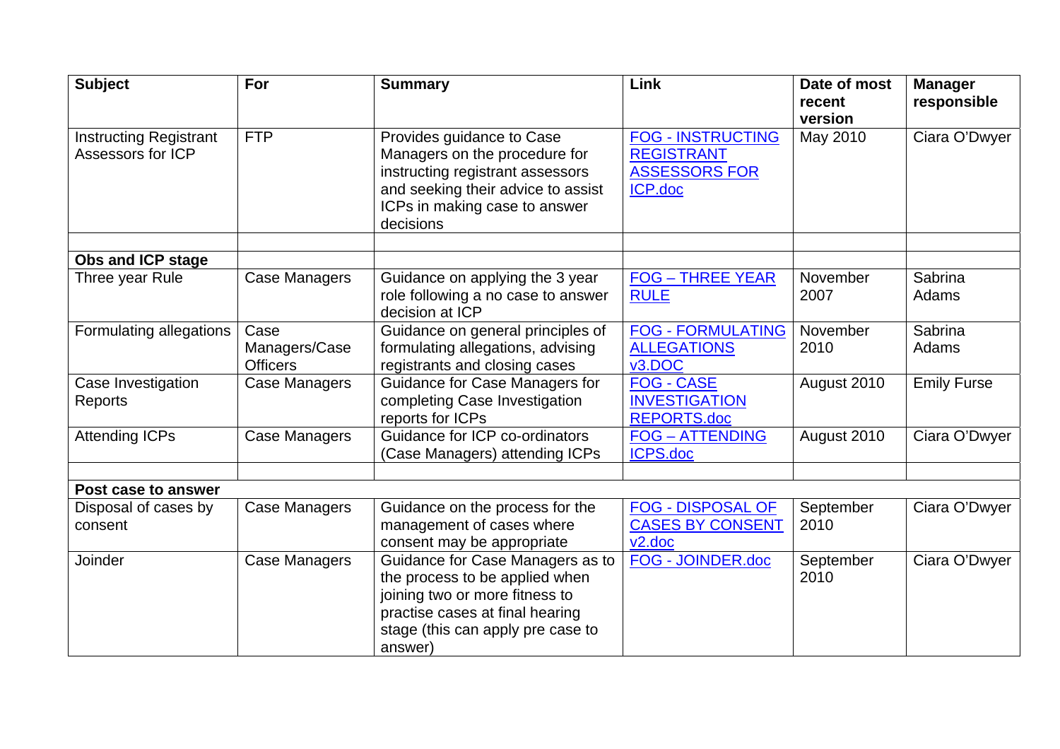| Subject | For | Summary | Link | Date of most recent version | Manager responsible |
|---|---|---|---|---|---|
| Instructing Registrant Assessors for ICP | FTP | Provides guidance to Case Managers on the procedure for instructing registrant assessors and seeking their advice to assist ICPs in making case to answer decisions | FOG - INSTRUCTING REGISTRANT ASSESSORS FOR ICP.doc | May 2010 | Ciara O'Dwyer |
| | | | | | |
| **Obs and ICP stage** | | | | | |
| Three year Rule | Case Managers | Guidance on applying the 3 year role following a no case to answer decision at ICP | FOG – THREE YEAR RULE | November 2007 | Sabrina Adams |
| Formulating allegations | Case Managers/Case Officers | Guidance on general principles of formulating allegations, advising registrants and closing cases | FOG - FORMULATING ALLEGATIONS v3.DOC | November 2010 | Sabrina Adams |
| Case Investigation Reports | Case Managers | Guidance for Case Managers for completing Case Investigation reports for ICPs | FOG - CASE INVESTIGATION REPORTS.doc | August 2010 | Emily Furse |
| Attending ICPs | Case Managers | Guidance for ICP co-ordinators (Case Managers) attending ICPs | FOG – ATTENDING ICPS.doc | August 2010 | Ciara O'Dwyer |
| | | | | | |
| **Post case to answer** | | | | | |
| Disposal of cases by consent | Case Managers | Guidance on the process for the management of cases where consent may be appropriate | FOG - DISPOSAL OF CASES BY CONSENT v2.doc | September 2010 | Ciara O'Dwyer |
| Joinder | Case Managers | Guidance for Case Managers as to the process to be applied when joining two or more fitness to practise cases at final hearing stage (this can apply pre case to answer) | FOG - JOINDER.doc | September 2010 | Ciara O'Dwyer |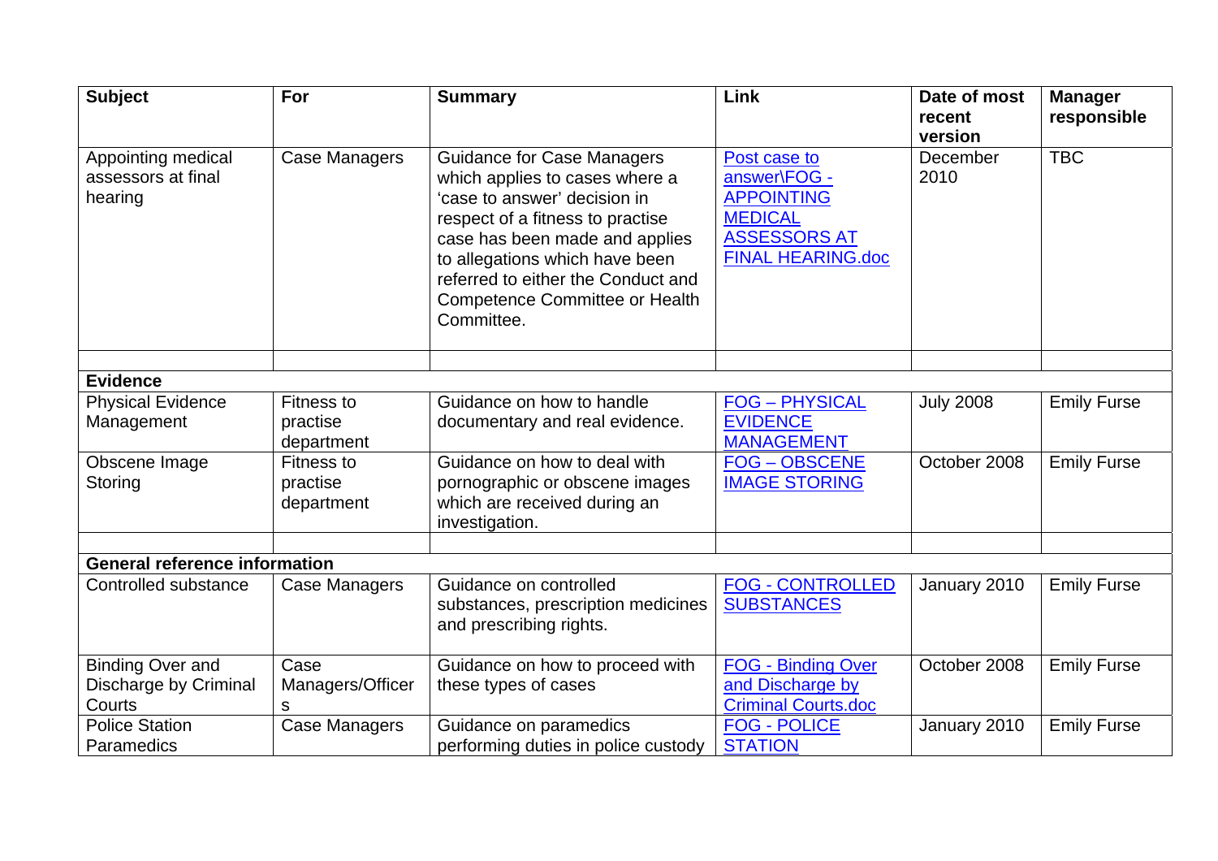| Subject | For | Summary | Link | Date of most recent version | Manager responsible |
|---|---|---|---|---|---|
| Appointing medical assessors at final hearing | Case Managers | Guidance for Case Managers which applies to cases where a 'case to answer' decision in respect of a fitness to practise case has been made and applies to allegations which have been referred to either the Conduct and Competence Committee or Health Committee. | Post case to answer\FOG - APPOINTING MEDICAL ASSESSORS AT FINAL HEARING.doc | December 2010 | TBC |
| | | | | | |
| **Evidence** | | | | | |
| Physical Evidence Management | Fitness to practise department | Guidance on how to handle documentary and real evidence. | FOG – PHYSICAL EVIDENCE MANAGEMENT | July 2008 | Emily Furse |
| Obscene Image Storing | Fitness to practise department | Guidance on how to deal with pornographic or obscene images which are received during an investigation. | FOG – OBSCENE IMAGE STORING | October 2008 | Emily Furse |
| | | | | | |
| **General reference information** | | | | | |
| Controlled substance | Case Managers | Guidance on controlled substances, prescription medicines and prescribing rights. | FOG - CONTROLLED SUBSTANCES | January 2010 | Emily Furse |
| Binding Over and Discharge by Criminal Courts | Case Managers/Officers | Guidance on how to proceed with these types of cases | FOG - Binding Over and Discharge by Criminal Courts.doc | October 2008 | Emily Furse |
| Police Station Paramedics | Case Managers | Guidance on paramedics performing duties in police custody | FOG - POLICE STATION | January 2010 | Emily Furse |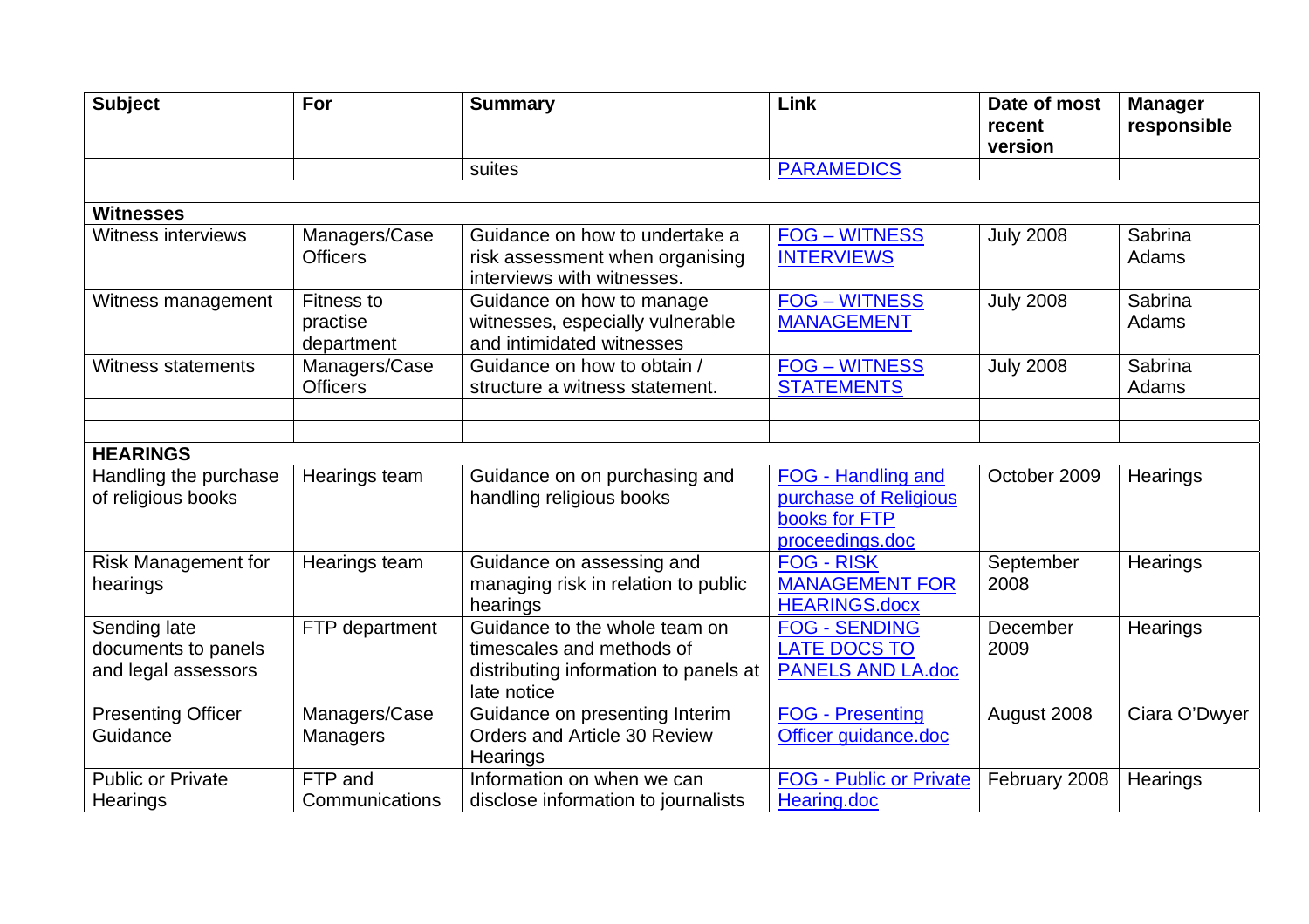| Subject | For | Summary | Link | Date of most recent version | Manager responsible |
|---|---|---|---|---|---|
| | | suites | PARAMEDICS | | |
| | | | | | |
| **Witnesses** | | | | | |
| Witness interviews | Managers/Case Officers | Guidance on how to undertake a risk assessment when organising interviews with witnesses. | FOG – WITNESS INTERVIEWS | July 2008 | Sabrina Adams |
| Witness management | Fitness to practise department | Guidance on how to manage witnesses, especially vulnerable and intimidated witnesses | FOG – WITNESS MANAGEMENT | July 2008 | Sabrina Adams |
| Witness statements | Managers/Case Officers | Guidance on how to obtain / structure a witness statement. | FOG – WITNESS STATEMENTS | July 2008 | Sabrina Adams |
| | | | | | |
| | | | | | |
| **HEARINGS** | | | | | |
| Handling the purchase of religious books | Hearings team | Guidance on on purchasing and handling religious books | FOG - Handling and purchase of Religious books for FTP proceedings.doc | October 2009 | Hearings |
| Risk Management for hearings | Hearings team | Guidance on assessing and managing risk in relation to public hearings | FOG - RISK MANAGEMENT FOR HEARINGS.docx | September 2008 | Hearings |
| Sending late documents to panels and legal assessors | FTP department | Guidance to the whole team on timescales and methods of distributing information to panels at late notice | FOG - SENDING LATE DOCS TO PANELS AND LA.doc | December 2009 | Hearings |
| Presenting Officer Guidance | Managers/Case Managers | Guidance on presenting Interim Orders and Article 30 Review Hearings | FOG - Presenting Officer guidance.doc | August 2008 | Ciara O'Dwyer |
| Public or Private Hearings | FTP and Communications | Information on when we can disclose information to journalists | FOG - Public or Private Hearing.doc | February 2008 | Hearings |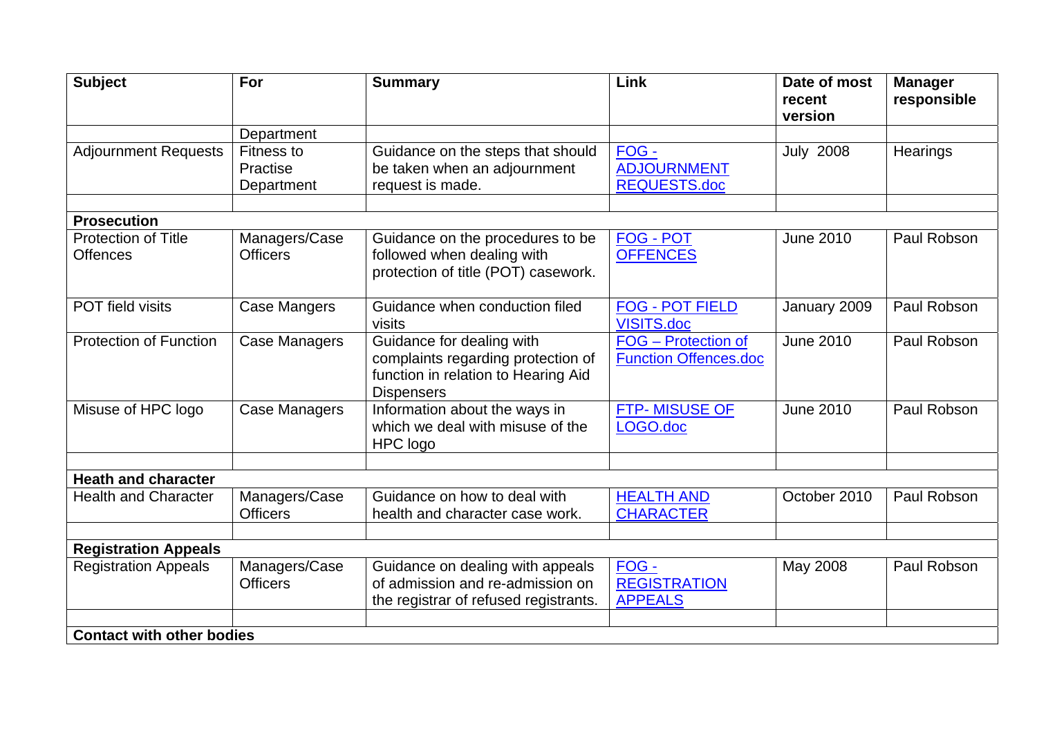| Subject | For | Summary | Link | Date of most recent version | Manager responsible |
|---|---|---|---|---|---|
| | Department | | | | |
| Adjournment Requests | Fitness to Practise Department | Guidance on the steps that should be taken when an adjournment request is made. | FOG - ADJOURNMENT REQUESTS.doc | July 2008 | Hearings |
| | | | | | |
| **Prosecution** | | | | | |
| Protection of Title Offences | Managers/Case Officers | Guidance on the procedures to be followed when dealing with protection of title (POT) casework. | FOG - POT OFFENCES | June 2010 | Paul Robson |
| POT field visits | Case Mangers | Guidance when conduction filed visits | FOG - POT FIELD VISITS.doc | January 2009 | Paul Robson |
| Protection of Function | Case Managers | Guidance for dealing with complaints regarding protection of function in relation to Hearing Aid Dispensers | FOG – Protection of Function Offences.doc | June 2010 | Paul Robson |
| Misuse of HPC logo | Case Managers | Information about the ways in which we deal with misuse of the HPC logo | FTP- MISUSE OF LOGO.doc | June 2010 | Paul Robson |
| | | | | | |
| **Heath and character** | | | | | |
| Health and Character | Managers/Case Officers | Guidance on how to deal with health and character case work. | HEALTH AND CHARACTER | October 2010 | Paul Robson |
| | | | | | |
| **Registration Appeals** | | | | | |
| Registration Appeals | Managers/Case Officers | Guidance on dealing with appeals of admission and re-admission on the registrar of refused registrants. | FOG - REGISTRATION APPEALS | May 2008 | Paul Robson |
| | | | | | |
| **Contact with other bodies** | | | | | |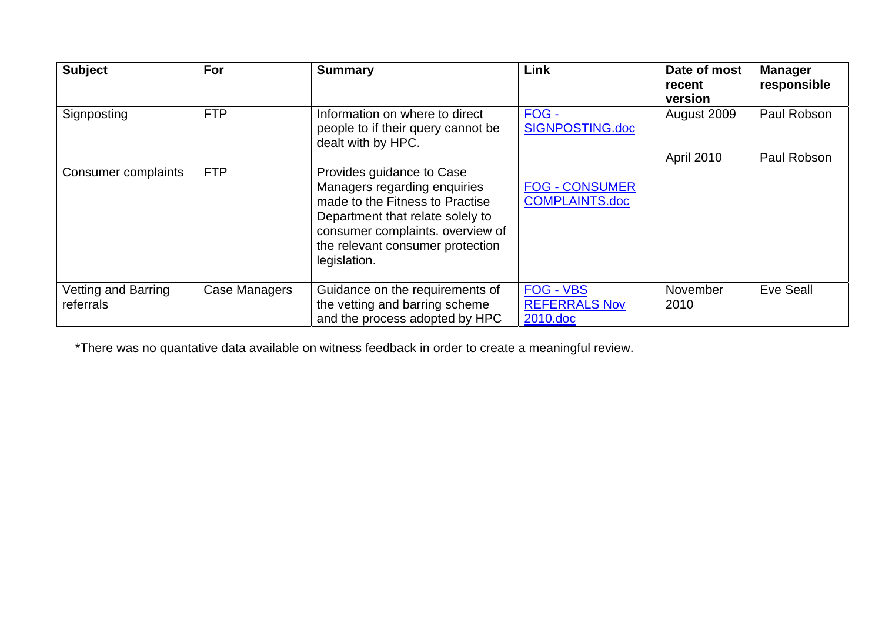| Subject | For | Summary | Link | Date of most recent version | Manager responsible |
|---|---|---|---|---|---|
| Signposting | FTP | Information on where to direct people to if their query cannot be dealt with by HPC. | FOG - SIGNPOSTING.doc | August 2009 | Paul Robson |
| Consumer complaints | FTP | Provides guidance to Case Managers regarding enquiries made to the Fitness to Practise Department that relate solely to consumer complaints. overview of the relevant consumer protection legislation. | FOG - CONSUMER COMPLAINTS.doc | April 2010 | Paul Robson |
| Vetting and Barring referrals | Case Managers | Guidance on the requirements of the vetting and barring scheme and the process adopted by HPC | FOG - VBS REFERRALS Nov 2010.doc | November 2010 | Eve Seall |

*There was no quantative data available on witness feedback in order to create a meaningful review.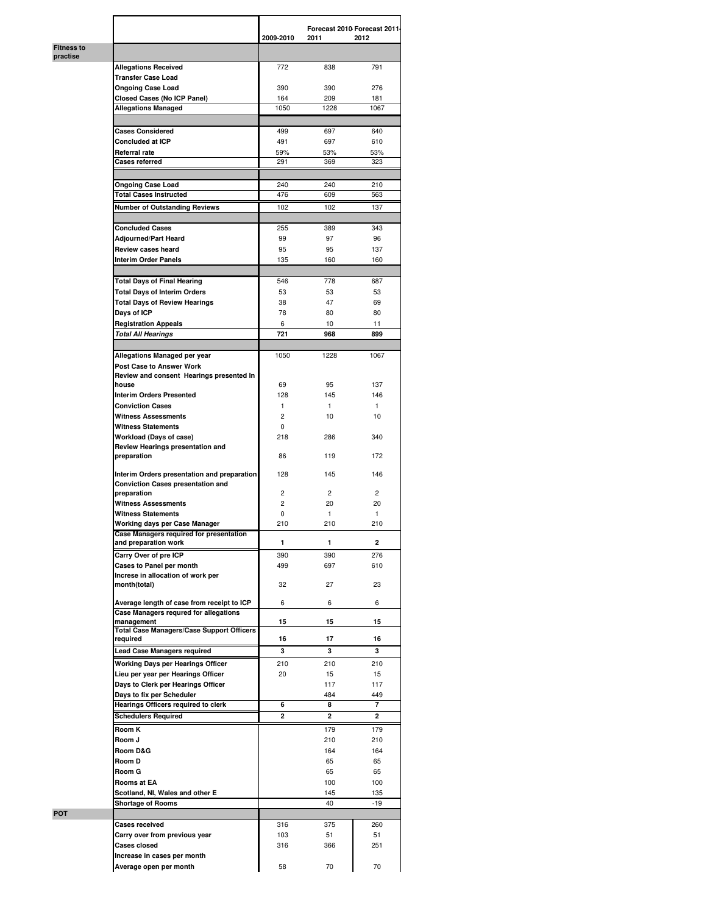| | | 2009-2010 | Forecast 2010-2011 | Forecast 2011-2012 |
|---|---|---|---|---|
| **Fitness to practise** | | | | |
| | **Allegations Received** | 772 | 838 | 791 |
| | **Transfer Case Load** | | | |
| | **Ongoing Case Load** | 390 | 390 | 276 |
| | **Closed Cases (No ICP Panel)** | 164 | 209 | 181 |
| | **Allegations Managed** | 1050 | 1228 | 1067 |
| | | | | |
| | **Cases Considered** | 499 | 697 | 640 |
| | **Concluded at ICP** | 491 | 697 | 610 |
| | **Referral rate** | 59% | 53% | 53% |
| | **Cases referred** | 291 | 369 | 323 |
| | | | | |
| | **Ongoing Case Load** | 240 | 240 | 210 |
| | **Total Cases Instructed** | 476 | 609 | 563 |
| | **Number of Outstanding Reviews** | 102 | 102 | 137 |
| | | | | |
| | **Concluded Cases** | 255 | 389 | 343 |
| | **Adjourned/Part Heard** | 99 | 97 | 96 |
| | **Review cases heard** | 95 | 95 | 137 |
| | **Interim Order Panels** | 135 | 160 | 160 |
| | | | | |
| | **Total Days of Final Hearing** | 546 | 778 | 687 |
| | **Total Days of Interim Orders** | 53 | 53 | 53 |
| | **Total Days of Review Hearings** | 38 | 47 | 69 |
| | **Days of ICP** | 78 | 80 | 80 |
| | **Registration Appeals** | 6 | 10 | 11 |
| | ***Total All Hearings*** | **721** | **968** | **899** |
| | | | | |
| | **Allegations Managed per year** | 1050 | 1228 | 1067 |
| | **Post Case to Answer Work** | | | |
| | **Review and consent Hearings presented In house** | 69 | 95 | 137 |
| | **Interim Orders Presented** | 128 | 145 | 146 |
| | **Conviction Cases** | 1 | 1 | 1 |
| | **Witness Assessments** | 2 | 10 | 10 |
| | **Witness Statements** | 0 | | |
| | **Workload (Days of case)** | 218 | 286 | 340 |
| | **Review Hearings presentation and preparation** | 86 | 119 | 172 |
| | **Interim Orders presentation and preparation** | 128 | 145 | 146 |
| | **Conviction Cases presentation and preparation** | 2 | 2 | 2 |
| | **Witness Assessments** | 2 | 20 | 20 |
| | **Witness Statements** | 0 | 1 | 1 |
| | **Working days per Case Manager** | 210 | 210 | 210 |
| | **Case Managers required for presentation and preparation work** | **1** | **1** | **2** |
| | **Carry Over of pre ICP** | 390 | 390 | 276 |
| | **Cases to Panel per month** | 499 | 697 | 610 |
| | **Increse in allocation of work per month(total)** | 32 | 27 | 23 |
| | **Average length of case from receipt to ICP** | 6 | 6 | 6 |
| | **Case Managers requred for allegations management** | **15** | **15** | **15** |
| | **Total Case Managers/Case Support Officers required** | **16** | **17** | **16** |
| | **Lead Case Managers required** | **3** | **3** | **3** |
| | **Working Days per Hearings Officer** | 210 | 210 | 210 |
| | **Lieu per year per Hearings Officer** | 20 | 15 | 15 |
| | **Days to Clerk per Hearings Officer** | | 117 | 117 |
| | **Days to fix per Scheduler** | | 484 | 449 |
| | **Hearings Officers required to clerk** | **6** | **8** | **7** |
| | **Schedulers Required** | **2** | **2** | **2** |
| | **Room K** | | 179 | 179 |
| | **Room J** | | 210 | 210 |
| | **Room D&G** | | 164 | 164 |
| | **Room D** | | 65 | 65 |
| | **Room G** | | 65 | 65 |
| | **Rooms at EA** | | 100 | 100 |
| | **Scotland, NI, Wales and other E** | | 145 | 135 |
| | **Shortage of Rooms** | | 40 | -19 |
| **POT** | | | | |
| | **Cases received** | 316 | 375 | 260 |
| | **Carry over from previous year** | 103 | 51 | 51 |
| | **Cases closed** | 316 | 366 | 251 |
| | **Increase in cases per month** | | | |
| | **Average open per month** | 58 | 70 | 70 |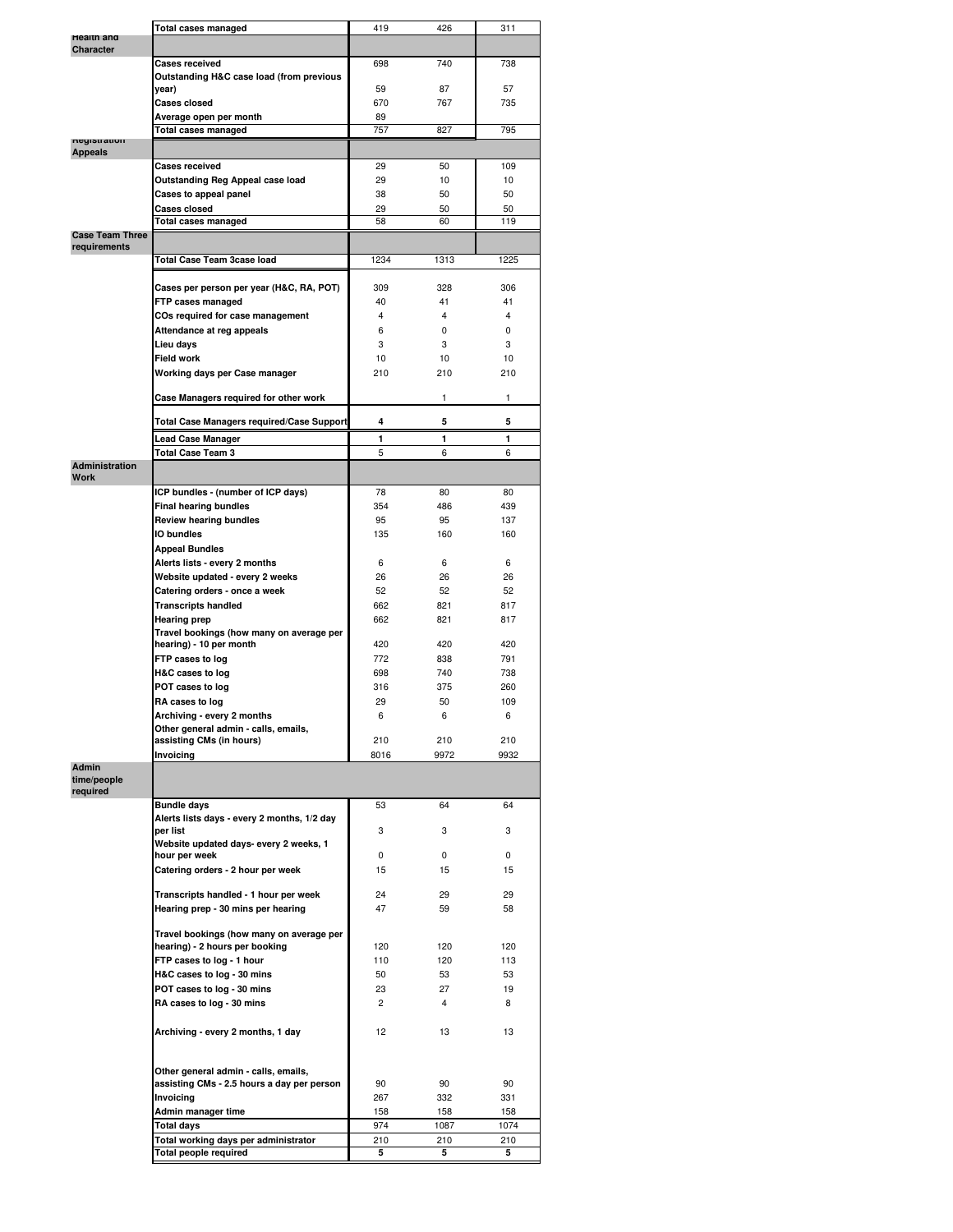| | | | | |
|---|---|---|---|---|
| | Total cases managed | 419 | 426 | 311 |
| Health and Character | | | | |
| | Cases received | 698 | 740 | 738 |
| | Outstanding H&C case load (from previous year) | 59 | 87 | 57 |
| | Cases closed | 670 | 767 | 735 |
| | Average open per month | 89 | | |
| | Total cases managed | 757 | 827 | 795 |
| Registration Appeals | | | | |
| | Cases received | 29 | 50 | 109 |
| | Outstanding Reg Appeal case load | 29 | 10 | 10 |
| | Cases to appeal panel | 38 | 50 | 50 |
| | Cases closed | 29 | 50 | 50 |
| | Total cases managed | 58 | 60 | 119 |
| Case Team Three requirements | | | | |
| | Total Case Team 3case load | 1234 | 1313 | 1225 |
| | Cases per person per year (H&C, RA, POT) | 309 | 328 | 306 |
| | FTP cases managed | 40 | 41 | 41 |
| | COs required for case management | 4 | 4 | 4 |
| | Attendance at reg appeals | 6 | 0 | 0 |
| | Lieu days | 3 | 3 | 3 |
| | Field work | 10 | 10 | 10 |
| | Working days per Case manager | 210 | 210 | 210 |
| | Case Managers required for other work | | 1 | 1 |
| | Total Case Managers required/Case Support | 4 | 5 | 5 |
| | Lead Case Manager | 1 | 1 | 1 |
| | Total Case Team 3 | 5 | 6 | 6 |
| Administration Work | | | | |
| | ICP bundles - (number of ICP days) | 78 | 80 | 80 |
| | Final hearing bundles | 354 | 486 | 439 |
| | Review hearing bundles | 95 | 95 | 137 |
| | IO bundles | 135 | 160 | 160 |
| | Appeal Bundles | | | |
| | Alerts lists - every 2 months | 6 | 6 | 6 |
| | Website updated - every 2 weeks | 26 | 26 | 26 |
| | Catering orders - once a week | 52 | 52 | 52 |
| | Transcripts handled | 662 | 821 | 817 |
| | Hearing prep | 662 | 821 | 817 |
| | Travel bookings (how many on average per hearing) - 10 per month | 420 | 420 | 420 |
| | FTP cases to log | 772 | 838 | 791 |
| | H&C cases to log | 698 | 740 | 738 |
| | POT cases to log | 316 | 375 | 260 |
| | RA cases to log | 29 | 50 | 109 |
| | Archiving - every 2 months | 6 | 6 | 6 |
| | Other general admin - calls, emails, assisting CMs (in hours) | 210 | 210 | 210 |
| | Invoicing | 8016 | 9972 | 9932 |
| Admin time/people required | | | | |
| | Bundle days | 53 | 64 | 64 |
| | Alerts lists days - every 2 months, 1/2 day per list | 3 | 3 | 3 |
| | Website updated days- every 2 weeks, 1 hour per week | 0 | 0 | 0 |
| | Catering orders - 2 hour per week | 15 | 15 | 15 |
| | Transcripts handled - 1 hour per week | 24 | 29 | 29 |
| | Hearing prep - 30 mins per hearing | 47 | 59 | 58 |
| | Travel bookings (how many on average per hearing) - 2 hours per booking | 120 | 120 | 120 |
| | FTP cases to log - 1 hour | 110 | 120 | 113 |
| | H&C cases to log - 30 mins | 50 | 53 | 53 |
| | POT cases to log - 30 mins | 23 | 27 | 19 |
| | RA cases to log - 30 mins | 2 | 4 | 8 |
| | Archiving - every 2 months, 1 day | 12 | 13 | 13 |
| | Other general admin - calls, emails, assisting CMs - 2.5 hours a day per person | 90 | 90 | 90 |
| | Invoicing | 267 | 332 | 331 |
| | Admin manager time | 158 | 158 | 158 |
| | Total days | 974 | 1087 | 1074 |
| | Total working days per administrator | 210 | 210 | 210 |
| | Total people required | 5 | 5 | 5 |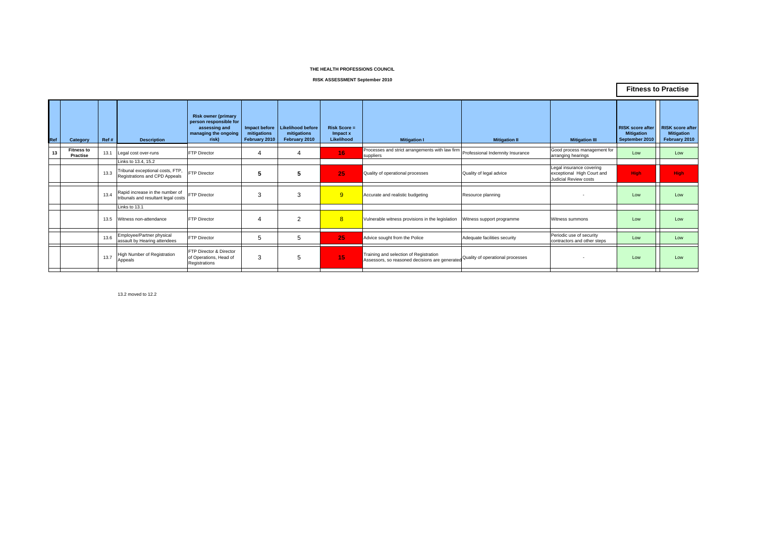**THE HEALTH PROFESSIONS COUNCIL**

**RISK ASSESSMENT September 2010**

**Fitness to Practise**

| Ref | Category | Ref # | Description | Risk owner (primary person responsible for assessing and managing the ongoing risk) | Impact before mitigations February 2010 | Likelihood before mitigations February 2010 | Risk Score = Impact x Likelihood | Mitigation I | Mitigation II | Mitigation III | RISK score after Mitigation September 2010 | RISK score after Mitigation February 2010 |
|---|---|---|---|---|---|---|---|---|---|---|---|---|
| 13 | Fitness to Practise | 13.1 | Legal cost over-runs | FTP Director | 4 | 4 | 16 | Processes and strict arrangements with law firm suppliers | Professional Indemnity Insurance | Good process management for arranging hearings | Low | Low |
| | | | Links to 13.4, 15.2 | | | | | | | | | |
| | | 13.3 | Tribunal exceptional costs, FTP, Registrations and CPD Appeals | FTP Director | 5 | 5 | 25 | Quality of operational processes | Quality of legal advice | Legal insurance covering exceptional High Court and Judicial Review costs | High | High |
| | | 13.4 | Rapid increase in the number of tribunals and resultant legal costs | FTP Director | 3 | 3 | 9 | Accurate and realistic budgeting | Resource planning | - | Low | Low |
| | | | Links to 13.1 | | | | | | | | | |
| | | 13.5 | Witness non-attendance | FTP Director | 4 | 2 | 8 | Vulnerable witness provisions in the legislation | Witness support programme | Witness summons | Low | Low |
| | | 13.6 | Employee/Partner physical assault by Hearing attendees | FTP Director | 5 | 5 | 25 | Advice sought from the Police | Adequate facilities security | Periodic use of security contractors and other steps | Low | Low |
| | | 13.7 | High Number of Registration Appeals | FTP Director & Director of Operations, Head of Registrations | 3 | 5 | 15 | Training and selection of Registration Assessors, so reasoned decisions are generated | Quality of operational processes | - | Low | Low |

13.2 moved to 12.2